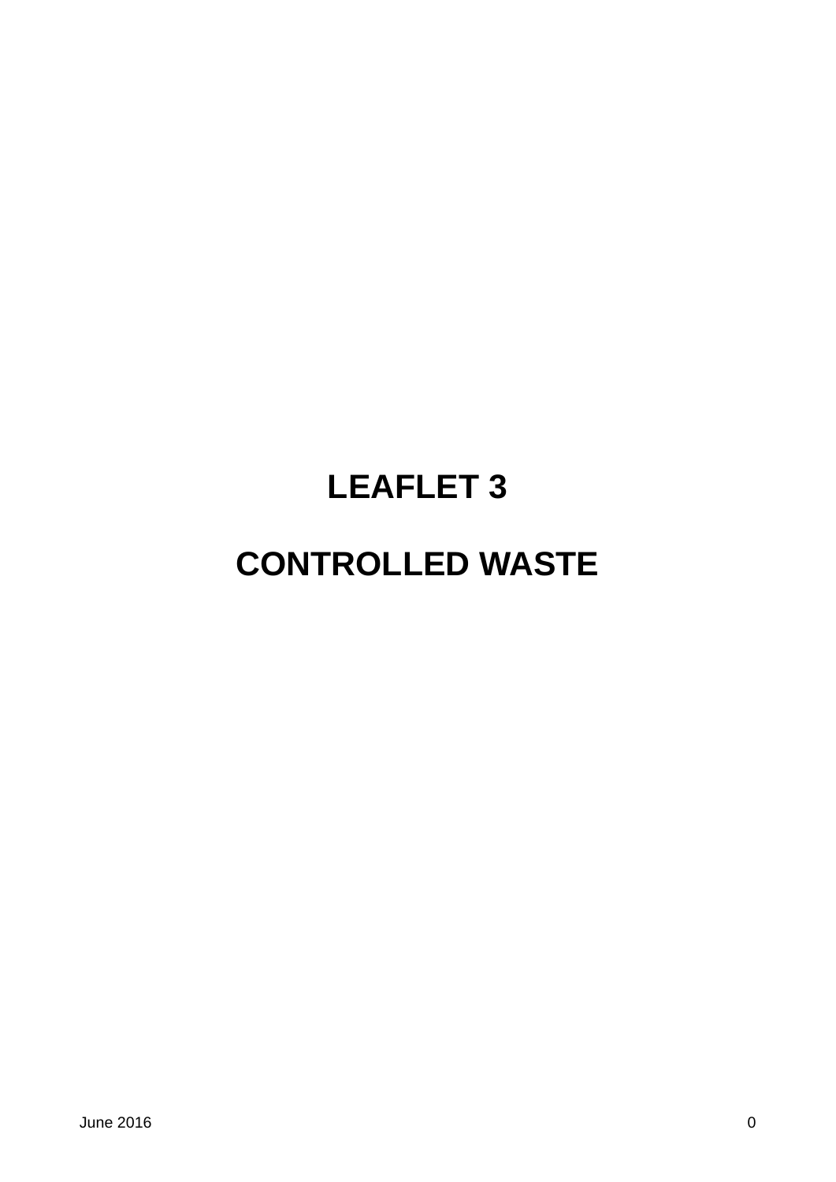# LEAFLET 3

# CONTROLLED WASTE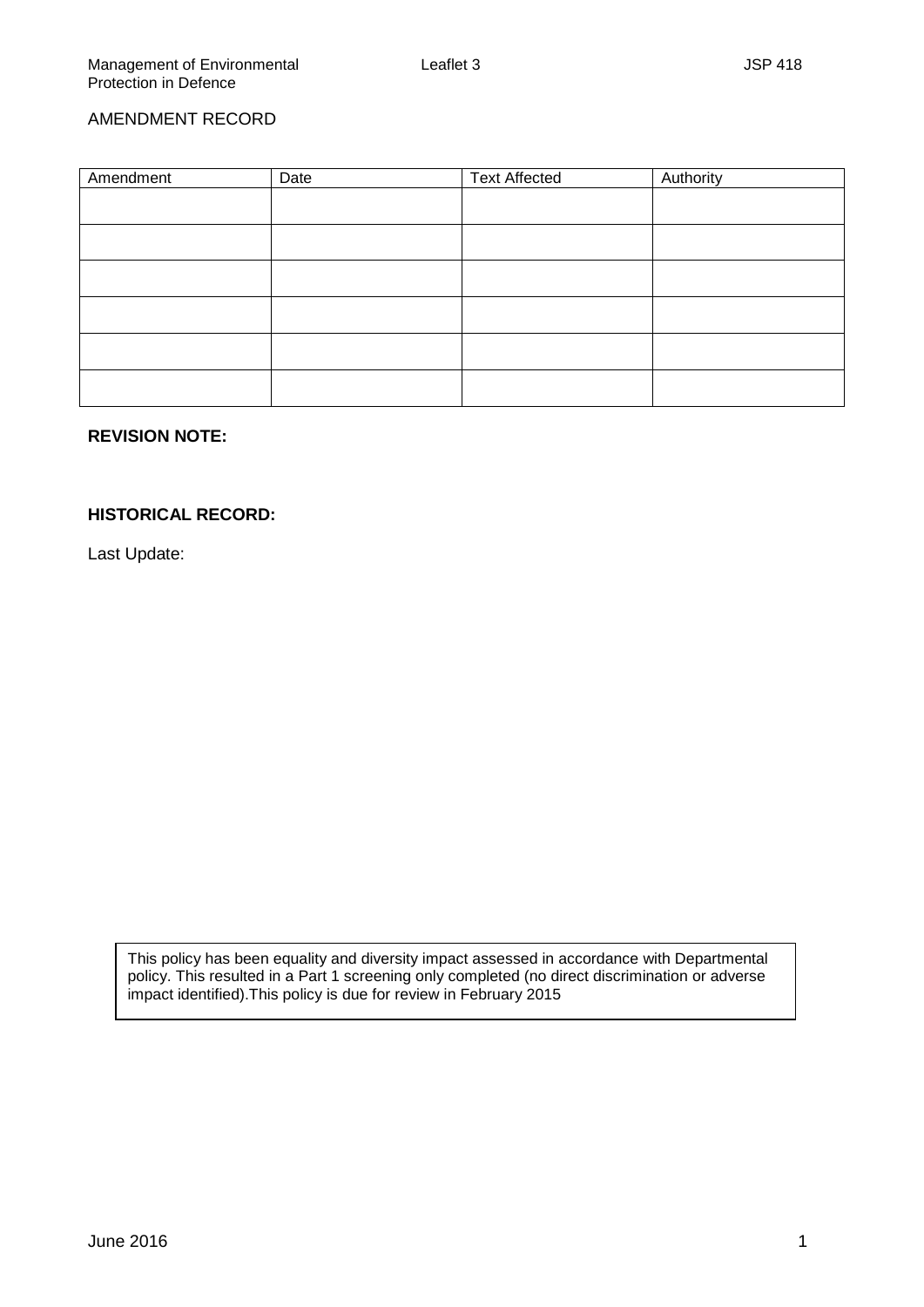AMENDMENT RECORD

| Amendment | Date | Text Affected | Authority |
| --- | --- | --- | --- |
| | | | |
| | | | |
| | | | |
| | | | |
| | | | |
| | | | |

**REVISION NOTE:**

**HISTORICAL RECORD:**

Last Update:

This policy has been equality and diversity impact assessed in accordance with Departmental policy. This resulted in a Part 1 screening only completed (no direct discrimination or adverse impact identified).This policy is due for review in February 2015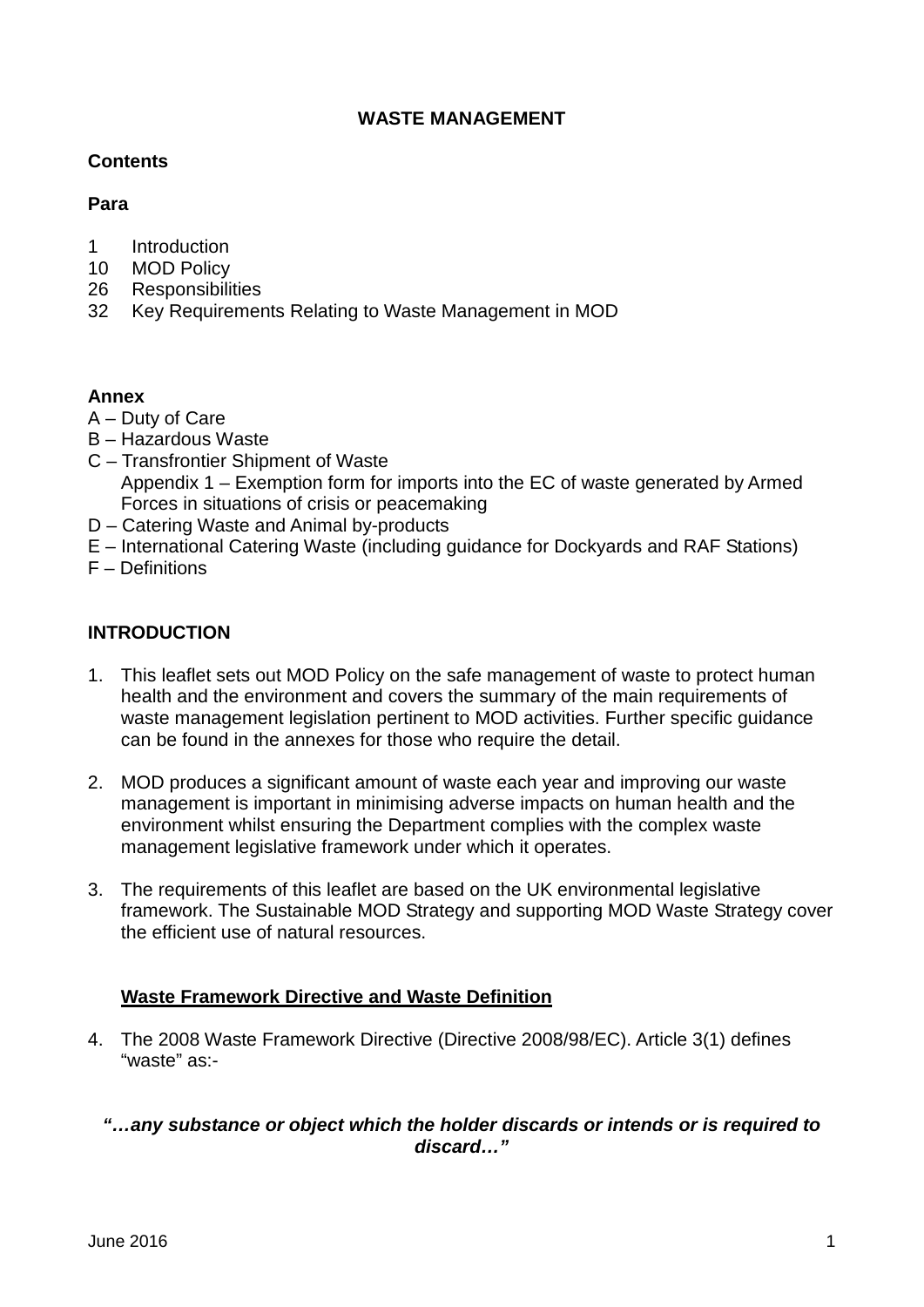# WASTE MANAGEMENT

**Contents**

**Para**

1 Introduction
10 MOD Policy
26 Responsibilities
32 Key Requirements Relating to Waste Management in MOD

**Annex**

A – Duty of Care
B – Hazardous Waste
C – Transfrontier Shipment of Waste
  Appendix 1 – Exemption form for imports into the EC of waste generated by Armed Forces in situations of crisis or peacemaking
D – Catering Waste and Animal by-products
E – International Catering Waste (including guidance for Dockyards and RAF Stations)
F – Definitions

## INTRODUCTION

1. This leaflet sets out MOD Policy on the safe management of waste to protect human health and the environment and covers the summary of the main requirements of waste management legislation pertinent to MOD activities. Further specific guidance can be found in the annexes for those who require the detail.

2. MOD produces a significant amount of waste each year and improving our waste management is important in minimising adverse impacts on human health and the environment whilst ensuring the Department complies with the complex waste management legislative framework under which it operates.

3. The requirements of this leaflet are based on the UK environmental legislative framework. The Sustainable MOD Strategy and supporting MOD Waste Strategy cover the efficient use of natural resources.

### Waste Framework Directive and Waste Definition

4. The 2008 Waste Framework Directive (Directive 2008/98/EC). Article 3(1) defines "waste" as:-

***"…any substance or object which the holder discards or intends or is required to discard…"***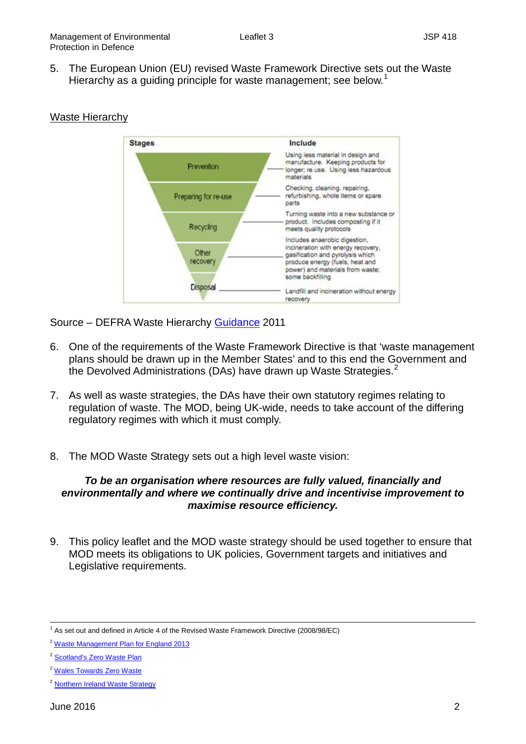5. The European Union (EU) revised Waste Framework Directive sets out the Waste Hierarchy as a guiding principle for waste management; see below.[1]

Waste Hierarchy

| Stages | Include |
|---|---|
| Prevention | Using less material in design and manufacture. Keeping products for longer; re use. Using less hazardous materials |
| Preparing for re-use | Checking, cleaning, repairing, refurbishing, whole items or spare parts |
| Recycling | Turning waste into a new substance or product. Includes composting if it meets quality protocols |
| Other recovery | Includes anaerobic digestion, incineration with energy recovery, gasification and pyrolysis which produce energy (fuels, heat and power) and materials from waste; some backfilling |
| Disposal | Landfill and incineration without energy recovery |

Source – DEFRA Waste Hierarchy Guidance 2011

6. One of the requirements of the Waste Framework Directive is that 'waste management plans should be drawn up in the Member States' and to this end the Government and the Devolved Administrations (DAs) have drawn up Waste Strategies.[2]

7. As well as waste strategies, the DAs have their own statutory regimes relating to regulation of waste. The MOD, being UK-wide, needs to take account of the differing regulatory regimes with which it must comply.

8. The MOD Waste Strategy sets out a high level waste vision:

***To be an organisation where resources are fully valued, financially and environmentally and where we continually drive and incentivise improvement to maximise resource efficiency.***

9. This policy leaflet and the MOD waste strategy should be used together to ensure that MOD meets its obligations to UK policies, Government targets and initiatives and Legislative requirements.

---

[1] As set out and defined in Article 4 of the Revised Waste Framework Directive (2008/98/EC)

[2] Waste Management Plan for England 2013

[2] Scotland's Zero Waste Plan

[2] Wales Towards Zero Waste

[2] Northern Ireland Waste Strategy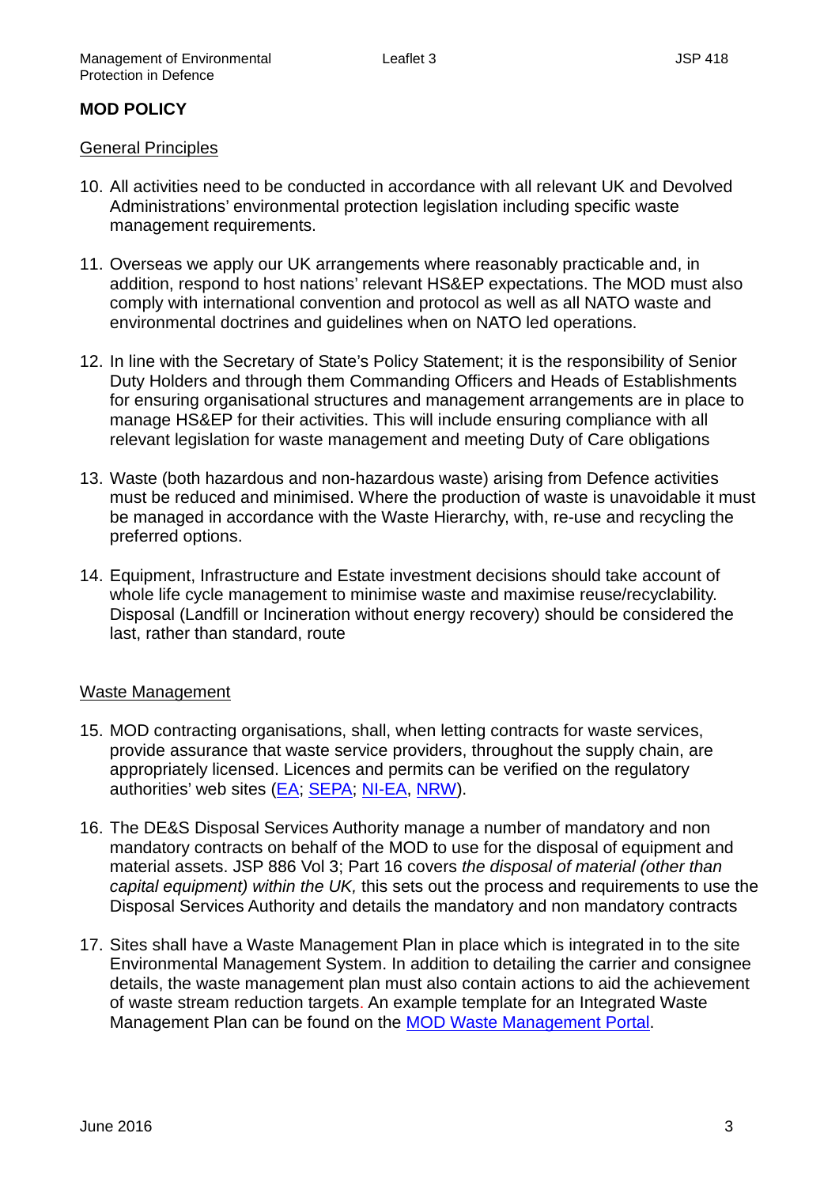## MOD POLICY

### General Principles

10. All activities need to be conducted in accordance with all relevant UK and Devolved Administrations' environmental protection legislation including specific waste management requirements.

11. Overseas we apply our UK arrangements where reasonably practicable and, in addition, respond to host nations' relevant HS&EP expectations. The MOD must also comply with international convention and protocol as well as all NATO waste and environmental doctrines and guidelines when on NATO led operations.

12. In line with the Secretary of State's Policy Statement; it is the responsibility of Senior Duty Holders and through them Commanding Officers and Heads of Establishments for ensuring organisational structures and management arrangements are in place to manage HS&EP for their activities. This will include ensuring compliance with all relevant legislation for waste management and meeting Duty of Care obligations

13. Waste (both hazardous and non-hazardous waste) arising from Defence activities must be reduced and minimised. Where the production of waste is unavoidable it must be managed in accordance with the Waste Hierarchy, with, re-use and recycling the preferred options.

14. Equipment, Infrastructure and Estate investment decisions should take account of whole life cycle management to minimise waste and maximise reuse/recyclability. Disposal (Landfill or Incineration without energy recovery) should be considered the last, rather than standard, route

### Waste Management

15. MOD contracting organisations, shall, when letting contracts for waste services, provide assurance that waste service providers, throughout the supply chain, are appropriately licensed. Licences and permits can be verified on the regulatory authorities' web sites (EA; SEPA; NI-EA, NRW).

16. The DE&S Disposal Services Authority manage a number of mandatory and non mandatory contracts on behalf of the MOD to use for the disposal of equipment and material assets. JSP 886 Vol 3; Part 16 covers *the disposal of material (other than capital equipment) within the UK,* this sets out the process and requirements to use the Disposal Services Authority and details the mandatory and non mandatory contracts

17. Sites shall have a Waste Management Plan in place which is integrated in to the site Environmental Management System. In addition to detailing the carrier and consignee details, the waste management plan must also contain actions to aid the achievement of waste stream reduction targets. An example template for an Integrated Waste Management Plan can be found on the MOD Waste Management Portal.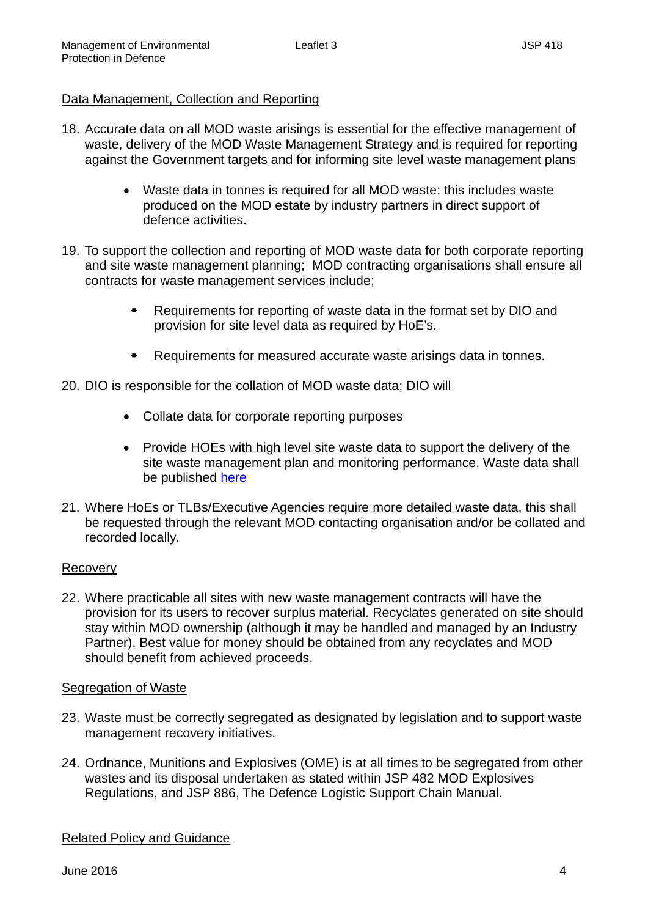Data Management, Collection and Reporting

18. Accurate data on all MOD waste arisings is essential for the effective management of waste, delivery of the MOD Waste Management Strategy and is required for reporting against the Government targets and for informing site level waste management plans

    - Waste data in tonnes is required for all MOD waste; this includes waste produced on the MOD estate by industry partners in direct support of defence activities.

19. To support the collection and reporting of MOD waste data for both corporate reporting and site waste management planning; MOD contracting organisations shall ensure all contracts for waste management services include;

    - Requirements for reporting of waste data in the format set by DIO and provision for site level data as required by HoE's.

    - Requirements for measured accurate waste arisings data in tonnes.

20. DIO is responsible for the collation of MOD waste data; DIO will

    - Collate data for corporate reporting purposes

    - Provide HOEs with high level site waste data to support the delivery of the site waste management plan and monitoring performance. Waste data shall be published here

21. Where HoEs or TLBs/Executive Agencies require more detailed waste data, this shall be requested through the relevant MOD contacting organisation and/or be collated and recorded locally.

Recovery

22. Where practicable all sites with new waste management contracts will have the provision for its users to recover surplus material. Recyclates generated on site should stay within MOD ownership (although it may be handled and managed by an Industry Partner). Best value for money should be obtained from any recyclates and MOD should benefit from achieved proceeds.

Segregation of Waste

23. Waste must be correctly segregated as designated by legislation and to support waste management recovery initiatives.

24. Ordnance, Munitions and Explosives (OME) is at all times to be segregated from other wastes and its disposal undertaken as stated within JSP 482 MOD Explosives Regulations, and JSP 886, The Defence Logistic Support Chain Manual.

Related Policy and Guidance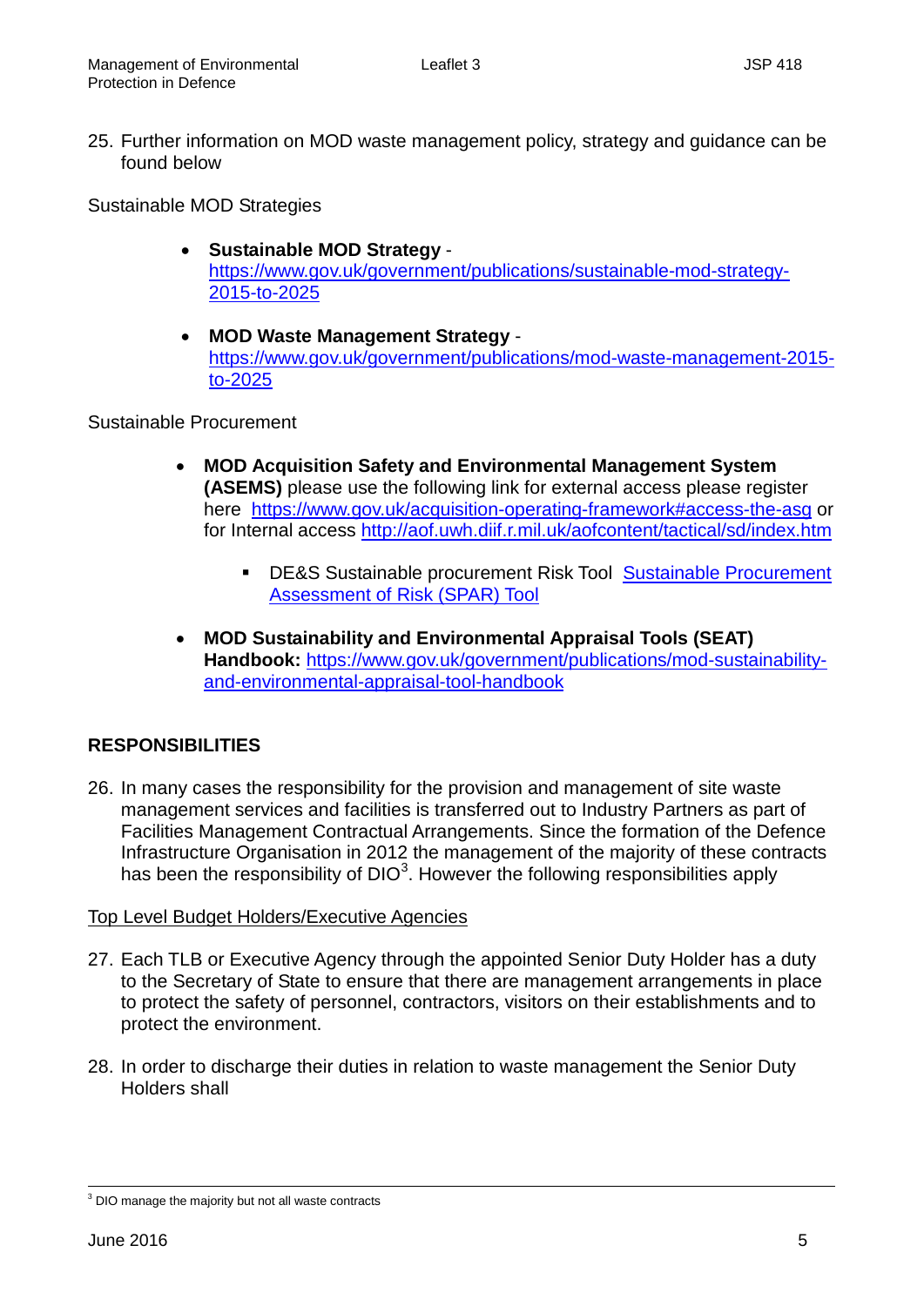25. Further information on MOD waste management policy, strategy and guidance can be found below

Sustainable MOD Strategies

- **Sustainable MOD Strategy** - https://www.gov.uk/government/publications/sustainable-mod-strategy-2015-to-2025
- **MOD Waste Management Strategy** - https://www.gov.uk/government/publications/mod-waste-management-2015-to-2025

Sustainable Procurement

- **MOD Acquisition Safety and Environmental Management System (ASEMS)** please use the following link for external access please register here https://www.gov.uk/acquisition-operating-framework#access-the-asg or for Internal access http://aof.uwh.diif.r.mil.uk/aofcontent/tactical/sd/index.htm
  - DE&S Sustainable procurement Risk Tool Sustainable Procurement Assessment of Risk (SPAR) Tool
- **MOD Sustainability and Environmental Appraisal Tools (SEAT) Handbook:** https://www.gov.uk/government/publications/mod-sustainability-and-environmental-appraisal-tool-handbook

## RESPONSIBILITIES

26. In many cases the responsibility for the provision and management of site waste management services and facilities is transferred out to Industry Partners as part of Facilities Management Contractual Arrangements. Since the formation of the Defence Infrastructure Organisation in 2012 the management of the majority of these contracts has been the responsibility of DIO[3]. However the following responsibilities apply

Top Level Budget Holders/Executive Agencies

27. Each TLB or Executive Agency through the appointed Senior Duty Holder has a duty to the Secretary of State to ensure that there are management arrangements in place to protect the safety of personnel, contractors, visitors on their establishments and to protect the environment.

28. In order to discharge their duties in relation to waste management the Senior Duty Holders shall

[3] DIO manage the majority but not all waste contracts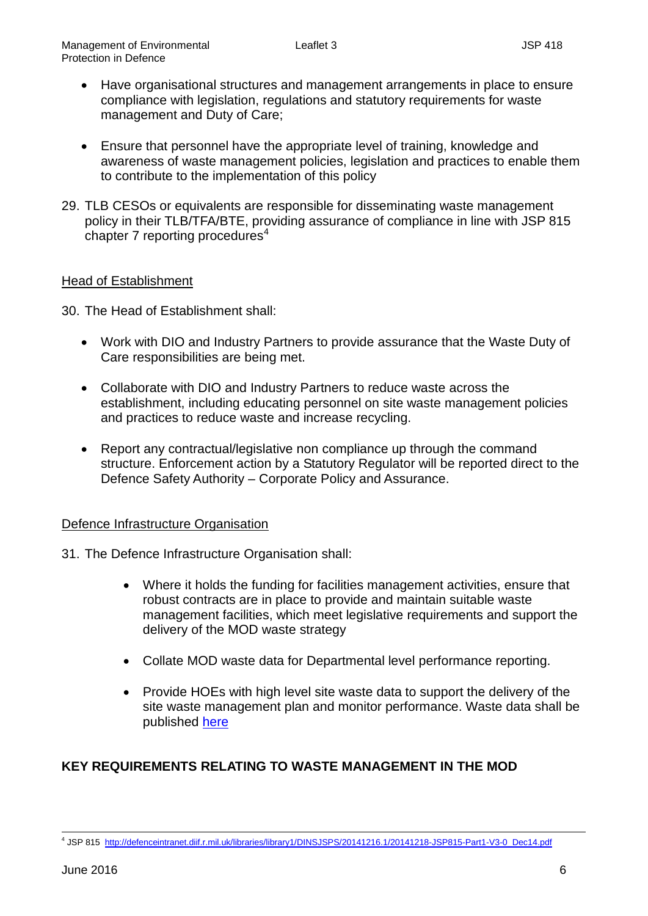- Have organisational structures and management arrangements in place to ensure compliance with legislation, regulations and statutory requirements for waste management and Duty of Care;

- Ensure that personnel have the appropriate level of training, knowledge and awareness of waste management policies, legislation and practices to enable them to contribute to the implementation of this policy

29. TLB CESOs or equivalents are responsible for disseminating waste management policy in their TLB/TFA/BTE, providing assurance of compliance in line with JSP 815 chapter 7 reporting procedures[4]

Head of Establishment

30. The Head of Establishment shall:

- Work with DIO and Industry Partners to provide assurance that the Waste Duty of Care responsibilities are being met.

- Collaborate with DIO and Industry Partners to reduce waste across the establishment, including educating personnel on site waste management policies and practices to reduce waste and increase recycling.

- Report any contractual/legislative non compliance up through the command structure. Enforcement action by a Statutory Regulator will be reported direct to the Defence Safety Authority – Corporate Policy and Assurance.

Defence Infrastructure Organisation

31. The Defence Infrastructure Organisation shall:

    - Where it holds the funding for facilities management activities, ensure that robust contracts are in place to provide and maintain suitable waste management facilities, which meet legislative requirements and support the delivery of the MOD waste strategy

    - Collate MOD waste data for Departmental level performance reporting.

    - Provide HOEs with high level site waste data to support the delivery of the site waste management plan and monitor performance. Waste data shall be published [here]

**KEY REQUIREMENTS RELATING TO WASTE MANAGEMENT IN THE MOD**

[4] JSP 815 http://defenceintranet.diif.r.mil.uk/libraries/library1/DINSJSPS/20141216.1/20141218-JSP815-Part1-V3-0_Dec14.pdf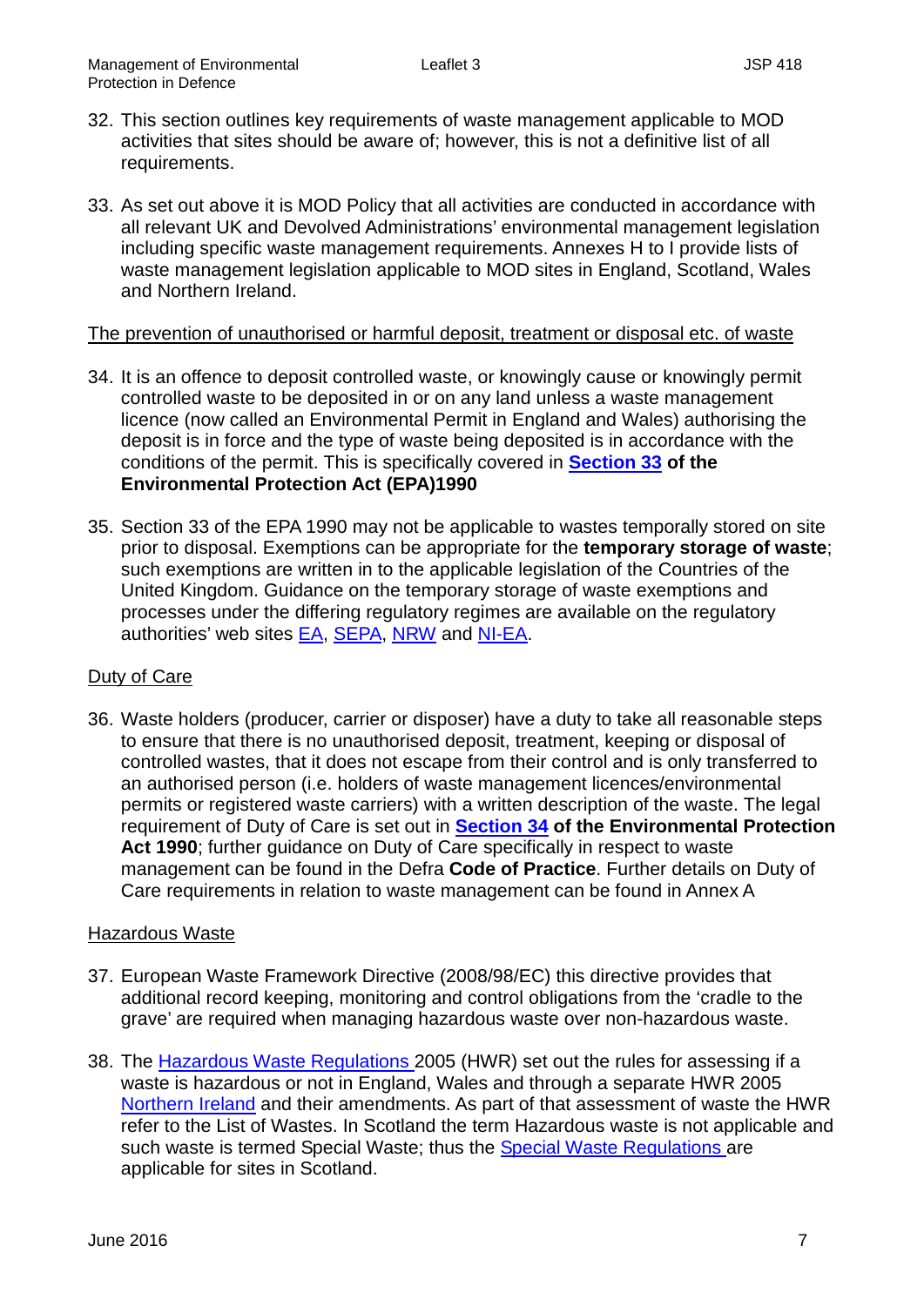32. This section outlines key requirements of waste management applicable to MOD activities that sites should be aware of; however, this is not a definitive list of all requirements.

33. As set out above it is MOD Policy that all activities are conducted in accordance with all relevant UK and Devolved Administrations' environmental management legislation including specific waste management requirements. Annexes H to I provide lists of waste management legislation applicable to MOD sites in England, Scotland, Wales and Northern Ireland.

<u>The prevention of unauthorised or harmful deposit, treatment or disposal etc. of waste</u>

34. It is an offence to deposit controlled waste, or knowingly cause or knowingly permit controlled waste to be deposited in or on any land unless a waste management licence (now called an Environmental Permit in England and Wales) authorising the deposit is in force and the type of waste being deposited is in accordance with the conditions of the permit. This is specifically covered in **Section 33 of the Environmental Protection Act (EPA)1990**

35. Section 33 of the EPA 1990 may not be applicable to wastes temporally stored on site prior to disposal. Exemptions can be appropriate for the **temporary storage of waste**; such exemptions are written in to the applicable legislation of the Countries of the United Kingdom. Guidance on the temporary storage of waste exemptions and processes under the differing regulatory regimes are available on the regulatory authorities' web sites EA, SEPA, NRW and NI-EA.

<u>Duty of Care</u>

36. Waste holders (producer, carrier or disposer) have a duty to take all reasonable steps to ensure that there is no unauthorised deposit, treatment, keeping or disposal of controlled wastes, that it does not escape from their control and is only transferred to an authorised person (i.e. holders of waste management licences/environmental permits or registered waste carriers) with a written description of the waste. The legal requirement of Duty of Care is set out in **Section 34 of the Environmental Protection Act 1990**; further guidance on Duty of Care specifically in respect to waste management can be found in the Defra **Code of Practice**. Further details on Duty of Care requirements in relation to waste management can be found in Annex A

<u>Hazardous Waste</u>

37. European Waste Framework Directive (2008/98/EC) this directive provides that additional record keeping, monitoring and control obligations from the 'cradle to the grave' are required when managing hazardous waste over non-hazardous waste.

38. The Hazardous Waste Regulations 2005 (HWR) set out the rules for assessing if a waste is hazardous or not in England, Wales and through a separate HWR 2005 Northern Ireland and their amendments. As part of that assessment of waste the HWR refer to the List of Wastes. In Scotland the term Hazardous waste is not applicable and such waste is termed Special Waste; thus the Special Waste Regulations are applicable for sites in Scotland.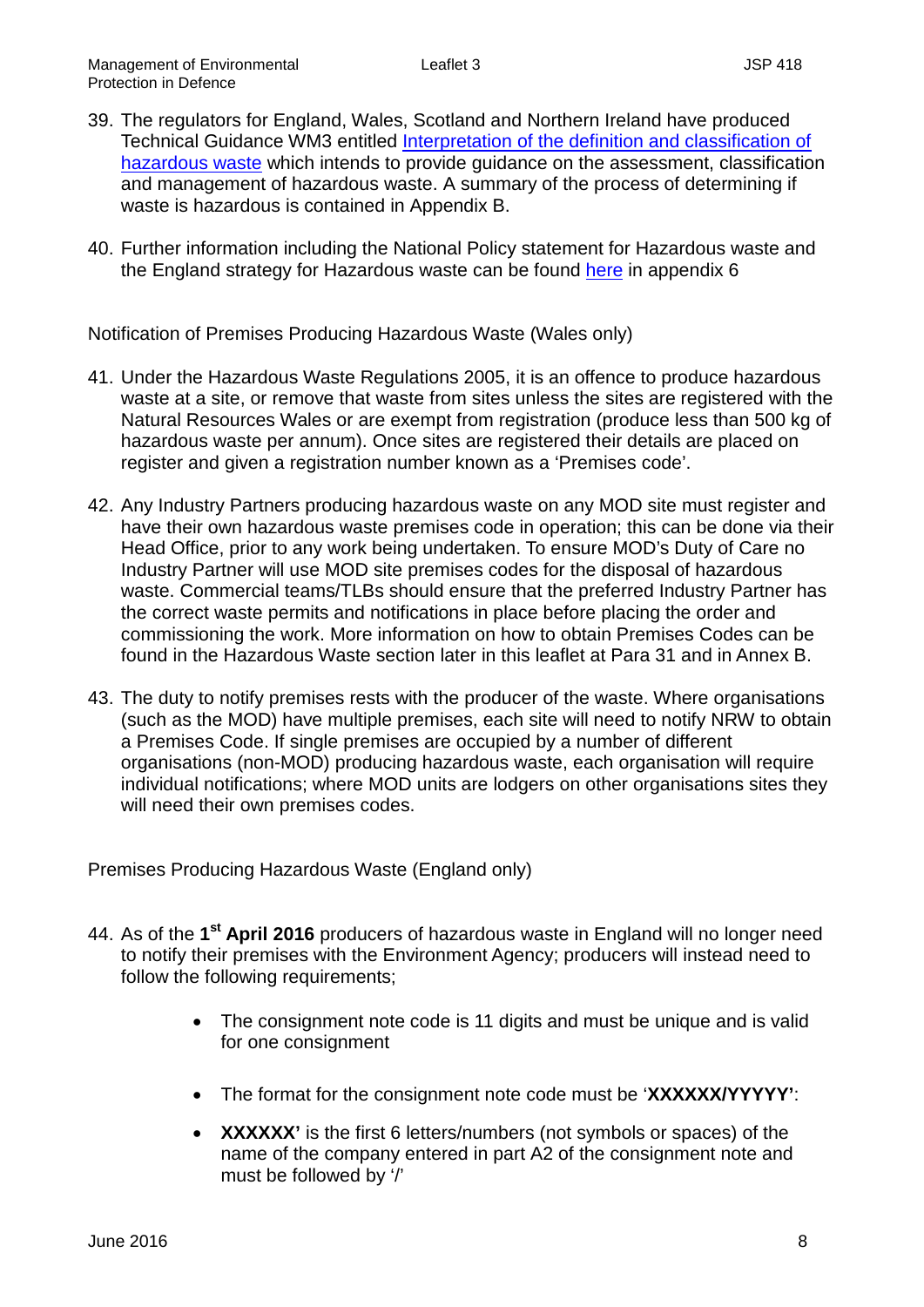39. The regulators for England, Wales, Scotland and Northern Ireland have produced Technical Guidance WM3 entitled [Interpretation of the definition and classification of hazardous waste]() which intends to provide guidance on the assessment, classification and management of hazardous waste. A summary of the process of determining if waste is hazardous is contained in Appendix B.

40. Further information including the National Policy statement for Hazardous waste and the England strategy for Hazardous waste can be found [here]() in appendix 6

Notification of Premises Producing Hazardous Waste (Wales only)

41. Under the Hazardous Waste Regulations 2005, it is an offence to produce hazardous waste at a site, or remove that waste from sites unless the sites are registered with the Natural Resources Wales or are exempt from registration (produce less than 500 kg of hazardous waste per annum). Once sites are registered their details are placed on register and given a registration number known as a 'Premises code'.

42. Any Industry Partners producing hazardous waste on any MOD site must register and have their own hazardous waste premises code in operation; this can be done via their Head Office, prior to any work being undertaken. To ensure MOD's Duty of Care no Industry Partner will use MOD site premises codes for the disposal of hazardous waste. Commercial teams/TLBs should ensure that the preferred Industry Partner has the correct waste permits and notifications in place before placing the order and commissioning the work. More information on how to obtain Premises Codes can be found in the Hazardous Waste section later in this leaflet at Para 31 and in Annex B.

43. The duty to notify premises rests with the producer of the waste. Where organisations (such as the MOD) have multiple premises, each site will need to notify NRW to obtain a Premises Code. If single premises are occupied by a number of different organisations (non-MOD) producing hazardous waste, each organisation will require individual notifications; where MOD units are lodgers on other organisations sites they will need their own premises codes.

Premises Producing Hazardous Waste (England only)

44. As of the **1st April 2016** producers of hazardous waste in England will no longer need to notify their premises with the Environment Agency; producers will instead need to follow the following requirements;

    - The consignment note code is 11 digits and must be unique and is valid for one consignment
    - The format for the consignment note code must be '**XXXXXX/YYYYY'**:
    - **XXXXXX'** is the first 6 letters/numbers (not symbols or spaces) of the name of the company entered in part A2 of the consignment note and must be followed by '/'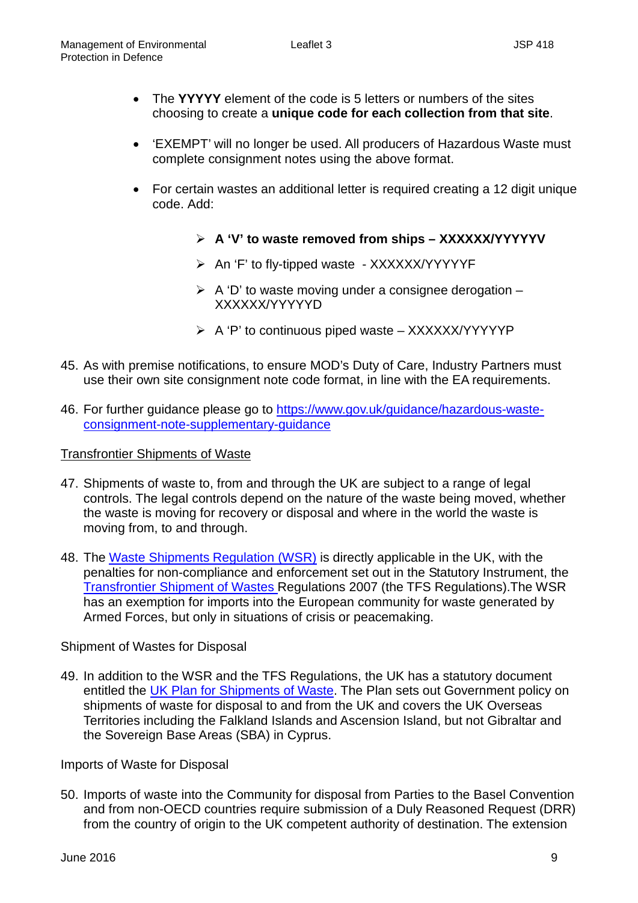- The **YYYYY** element of the code is 5 letters or numbers of the sites choosing to create a **unique code for each collection from that site**.

- 'EXEMPT' will no longer be used. All producers of Hazardous Waste must complete consignment notes using the above format.

- For certain wastes an additional letter is required creating a 12 digit unique code. Add:

  - **A 'V' to waste removed from ships – XXXXXX/YYYYYV**
  - An 'F' to fly-tipped waste - XXXXXX/YYYYYF
  - A 'D' to waste moving under a consignee derogation – XXXXXX/YYYYYD
  - A 'P' to continuous piped waste – XXXXXX/YYYYYP

45. As with premise notifications, to ensure MOD's Duty of Care, Industry Partners must use their own site consignment note code format, in line with the EA requirements.

46. For further guidance please go to [https://www.gov.uk/guidance/hazardous-waste-consignment-note-supplementary-guidance](https://www.gov.uk/guidance/hazardous-waste-consignment-note-supplementary-guidance)

Transfrontier Shipments of Waste

47. Shipments of waste to, from and through the UK are subject to a range of legal controls. The legal controls depend on the nature of the waste being moved, whether the waste is moving for recovery or disposal and where in the world the waste is moving from, to and through.

48. The Waste Shipments Regulation (WSR) is directly applicable in the UK, with the penalties for non-compliance and enforcement set out in the Statutory Instrument, the Transfrontier Shipment of Wastes Regulations 2007 (the TFS Regulations).The WSR has an exemption for imports into the European community for waste generated by Armed Forces, but only in situations of crisis or peacemaking.

Shipment of Wastes for Disposal

49. In addition to the WSR and the TFS Regulations, the UK has a statutory document entitled the UK Plan for Shipments of Waste. The Plan sets out Government policy on shipments of waste for disposal to and from the UK and covers the UK Overseas Territories including the Falkland Islands and Ascension Island, but not Gibraltar and the Sovereign Base Areas (SBA) in Cyprus.

Imports of Waste for Disposal

50. Imports of waste into the Community for disposal from Parties to the Basel Convention and from non-OECD countries require submission of a Duly Reasoned Request (DRR) from the country of origin to the UK competent authority of destination. The extension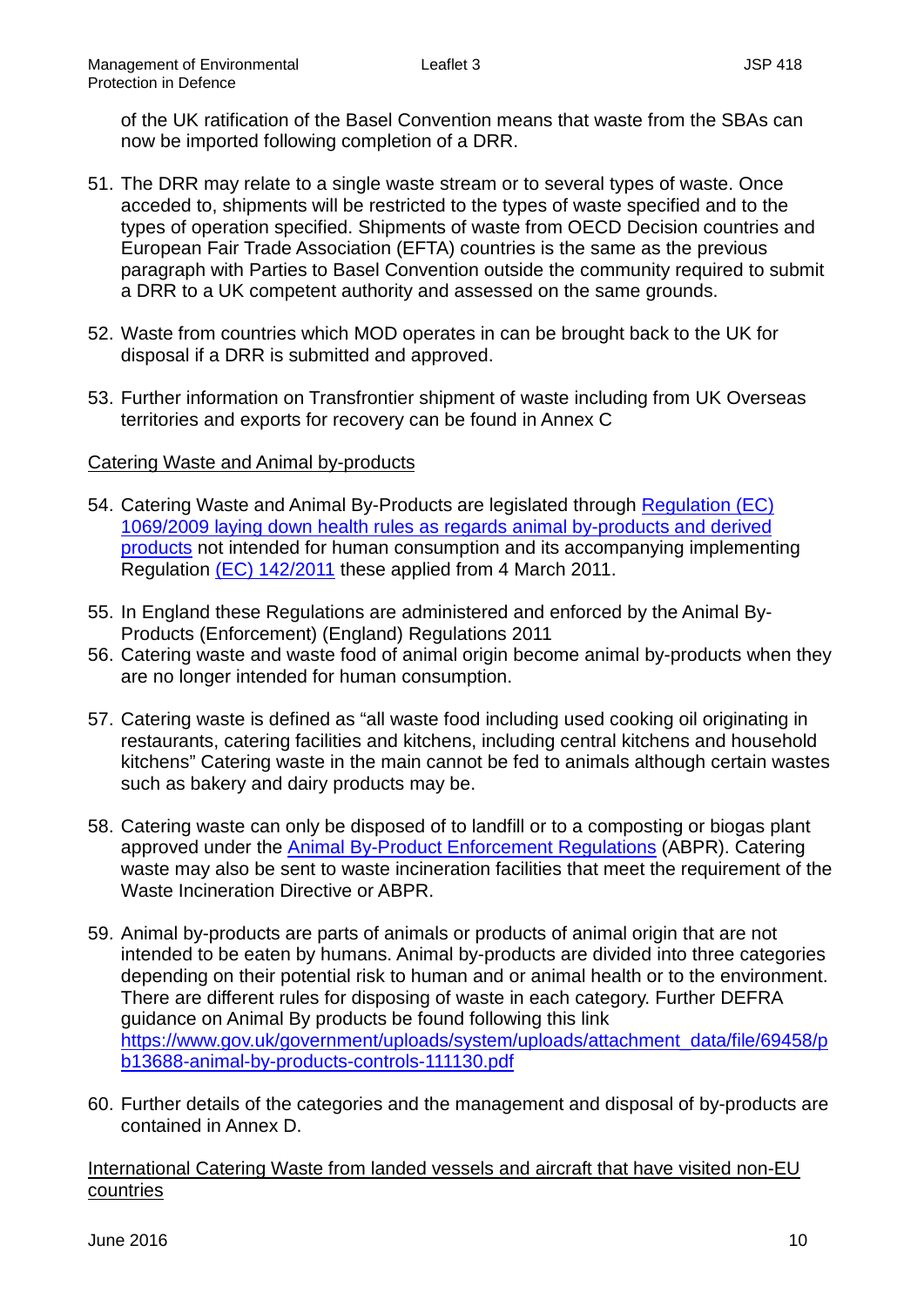of the UK ratification of the Basel Convention means that waste from the SBAs can now be imported following completion of a DRR.

51. The DRR may relate to a single waste stream or to several types of waste. Once acceded to, shipments will be restricted to the types of waste specified and to the types of operation specified. Shipments of waste from OECD Decision countries and European Fair Trade Association (EFTA) countries is the same as the previous paragraph with Parties to Basel Convention outside the community required to submit a DRR to a UK competent authority and assessed on the same grounds.

52. Waste from countries which MOD operates in can be brought back to the UK for disposal if a DRR is submitted and approved.

53. Further information on Transfrontier shipment of waste including from UK Overseas territories and exports for recovery can be found in Annex C

Catering Waste and Animal by-products

54. Catering Waste and Animal By-Products are legislated through Regulation (EC) 1069/2009 laying down health rules as regards animal by-products and derived products not intended for human consumption and its accompanying implementing Regulation (EC) 142/2011 these applied from 4 March 2011.

55. In England these Regulations are administered and enforced by the Animal By-Products (Enforcement) (England) Regulations 2011

56. Catering waste and waste food of animal origin become animal by-products when they are no longer intended for human consumption.

57. Catering waste is defined as "all waste food including used cooking oil originating in restaurants, catering facilities and kitchens, including central kitchens and household kitchens" Catering waste in the main cannot be fed to animals although certain wastes such as bakery and dairy products may be.

58. Catering waste can only be disposed of to landfill or to a composting or biogas plant approved under the Animal By-Product Enforcement Regulations (ABPR). Catering waste may also be sent to waste incineration facilities that meet the requirement of the Waste Incineration Directive or ABPR.

59. Animal by-products are parts of animals or products of animal origin that are not intended to be eaten by humans. Animal by-products are divided into three categories depending on their potential risk to human and or animal health or to the environment. There are different rules for disposing of waste in each category. Further DEFRA guidance on Animal By products be found following this link https://www.gov.uk/government/uploads/system/uploads/attachment_data/file/69458/pb13688-animal-by-products-controls-111130.pdf

60. Further details of the categories and the management and disposal of by-products are contained in Annex D.

International Catering Waste from landed vessels and aircraft that have visited non-EU countries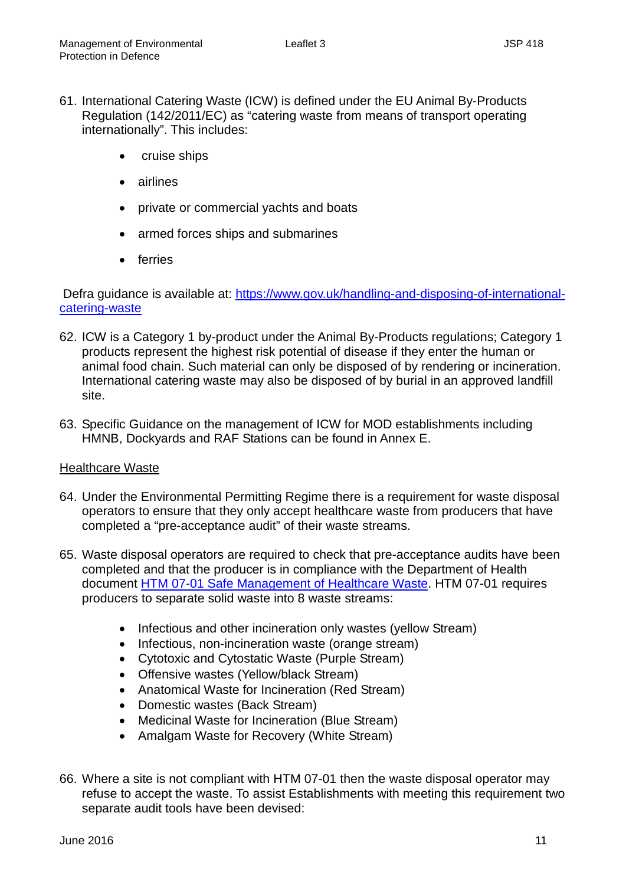61. International Catering Waste (ICW) is defined under the EU Animal By-Products Regulation (142/2011/EC) as "catering waste from means of transport operating internationally". This includes:

    - cruise ships
    - airlines
    - private or commercial yachts and boats
    - armed forces ships and submarines
    - ferries

Defra guidance is available at: [https://www.gov.uk/handling-and-disposing-of-international-catering-waste](https://www.gov.uk/handling-and-disposing-of-international-catering-waste)

62. ICW is a Category 1 by-product under the Animal By-Products regulations; Category 1 products represent the highest risk potential of disease if they enter the human or animal food chain. Such material can only be disposed of by rendering or incineration. International catering waste may also be disposed of by burial in an approved landfill site.

63. Specific Guidance on the management of ICW for MOD establishments including HMNB, Dockyards and RAF Stations can be found in Annex E.

<u>Healthcare Waste</u>

64. Under the Environmental Permitting Regime there is a requirement for waste disposal operators to ensure that they only accept healthcare waste from producers that have completed a "pre-acceptance audit" of their waste streams.

65. Waste disposal operators are required to check that pre-acceptance audits have been completed and that the producer is in compliance with the Department of Health document [HTM 07-01 Safe Management of Healthcare Waste](). HTM 07-01 requires producers to separate solid waste into 8 waste streams:

    - Infectious and other incineration only wastes (yellow Stream)
    - Infectious, non-incineration waste (orange stream)
    - Cytotoxic and Cytostatic Waste (Purple Stream)
    - Offensive wastes (Yellow/black Stream)
    - Anatomical Waste for Incineration (Red Stream)
    - Domestic wastes (Back Stream)
    - Medicinal Waste for Incineration (Blue Stream)
    - Amalgam Waste for Recovery (White Stream)

66. Where a site is not compliant with HTM 07-01 then the waste disposal operator may refuse to accept the waste. To assist Establishments with meeting this requirement two separate audit tools have been devised: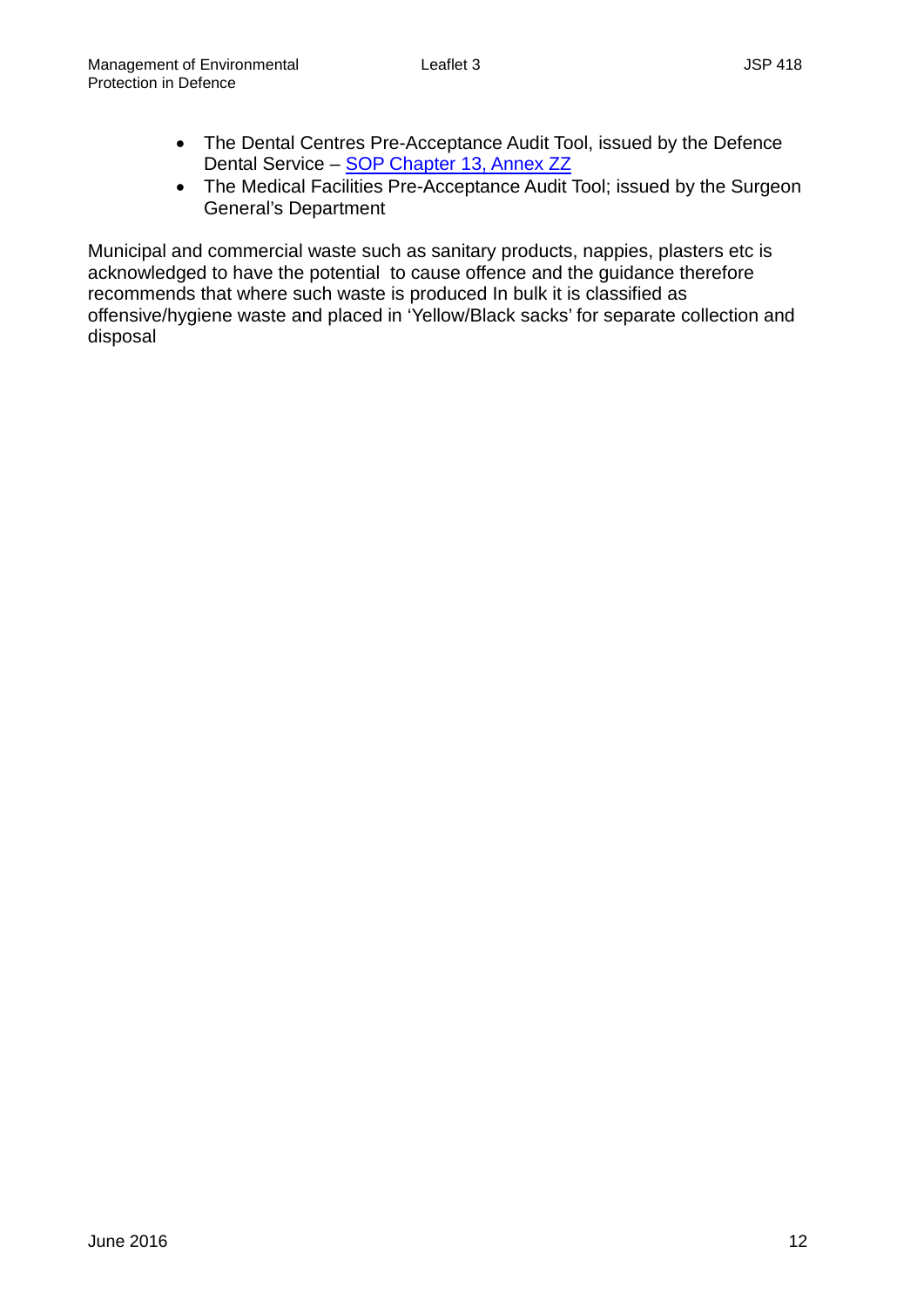- The Dental Centres Pre-Acceptance Audit Tool, issued by the Defence Dental Service – SOP Chapter 13, Annex ZZ
- The Medical Facilities Pre-Acceptance Audit Tool; issued by the Surgeon General's Department

Municipal and commercial waste such as sanitary products, nappies, plasters etc is acknowledged to have the potential to cause offence and the guidance therefore recommends that where such waste is produced In bulk it is classified as offensive/hygiene waste and placed in 'Yellow/Black sacks' for separate collection and disposal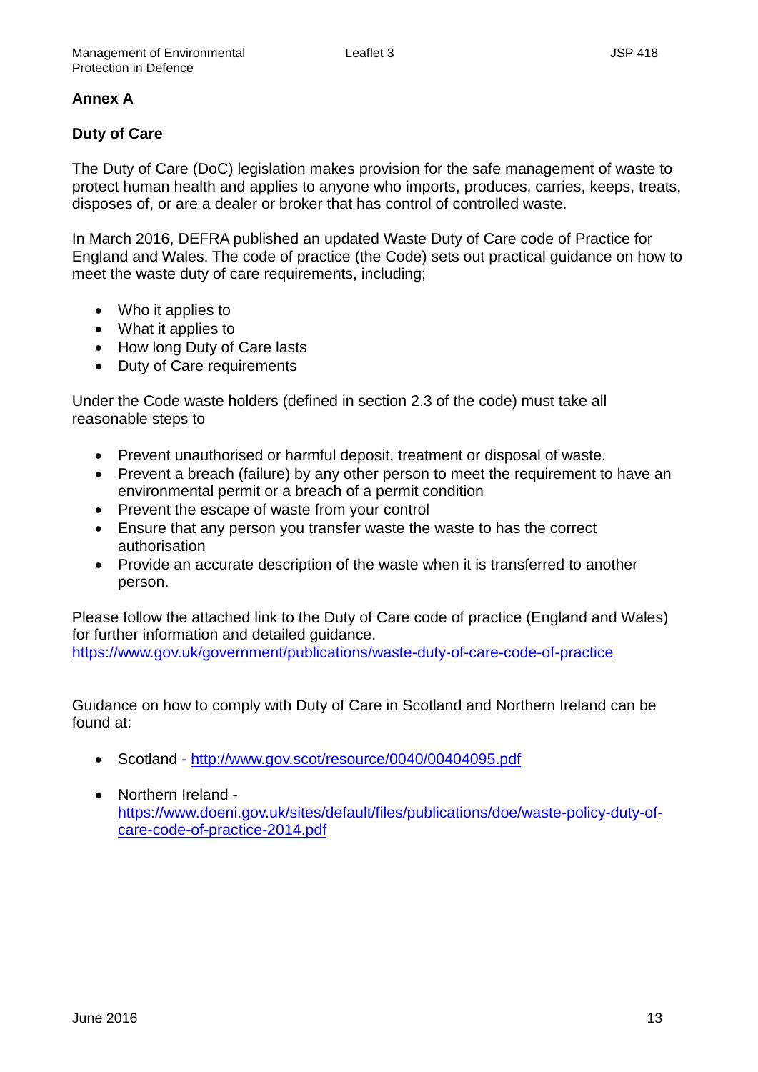## Annex A

### Duty of Care

The Duty of Care (DoC) legislation makes provision for the safe management of waste to protect human health and applies to anyone who imports, produces, carries, keeps, treats, disposes of, or are a dealer or broker that has control of controlled waste.

In March 2016, DEFRA published an updated Waste Duty of Care code of Practice for England and Wales. The code of practice (the Code) sets out practical guidance on how to meet the waste duty of care requirements, including;

- Who it applies to
- What it applies to
- How long Duty of Care lasts
- Duty of Care requirements

Under the Code waste holders (defined in section 2.3 of the code) must take all reasonable steps to

- Prevent unauthorised or harmful deposit, treatment or disposal of waste.
- Prevent a breach (failure) by any other person to meet the requirement to have an environmental permit or a breach of a permit condition
- Prevent the escape of waste from your control
- Ensure that any person you transfer waste the waste to has the correct authorisation
- Provide an accurate description of the waste when it is transferred to another person.

Please follow the attached link to the Duty of Care code of practice (England and Wales) for further information and detailed guidance.
https://www.gov.uk/government/publications/waste-duty-of-care-code-of-practice

Guidance on how to comply with Duty of Care in Scotland and Northern Ireland can be found at:

- Scotland - http://www.gov.scot/resource/0040/00404095.pdf

- Northern Ireland - https://www.doeni.gov.uk/sites/default/files/publications/doe/waste-policy-duty-of-care-code-of-practice-2014.pdf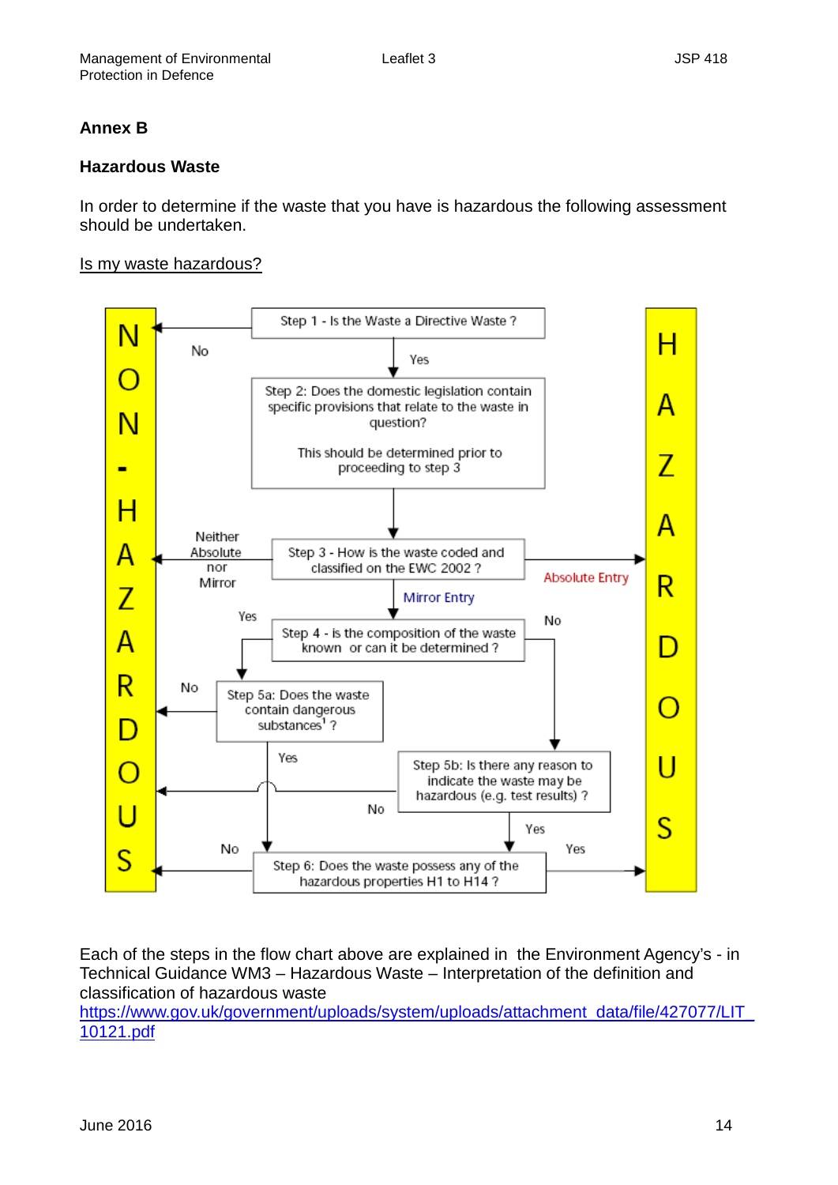## Annex B

### Hazardous Waste

In order to determine if the waste that you have is hazardous the following assessment should be undertaken.

Is my waste hazardous?

NON-HAZARDOUS

HAZARDOUS

Step 1 - Is the Waste a Directive Waste ?

No

Yes

Step 2: Does the domestic legislation contain specific provisions that relate to the waste in question?

This should be determined prior to proceeding to step 3

Neither Absolute nor Mirror

Step 3 - How is the waste coded and classified on the EWC 2002 ?

Absolute Entry

Mirror Entry

Yes

No

Step 4 - is the composition of the waste known or can it be determined ?

No

Step 5a: Does the waste contain dangerous substances[1] ?

Yes

Step 5b: Is there any reason to indicate the waste may be hazardous (e.g. test results) ?

No

Yes

No

Yes

Step 6: Does the waste possess any of the hazardous properties H1 to H14 ?

Each of the steps in the flow chart above are explained in the Environment Agency's - in Technical Guidance WM3 – Hazardous Waste – Interpretation of the definition and classification of hazardous waste
https://www.gov.uk/government/uploads/system/uploads/attachment_data/file/427077/LIT_10121.pdf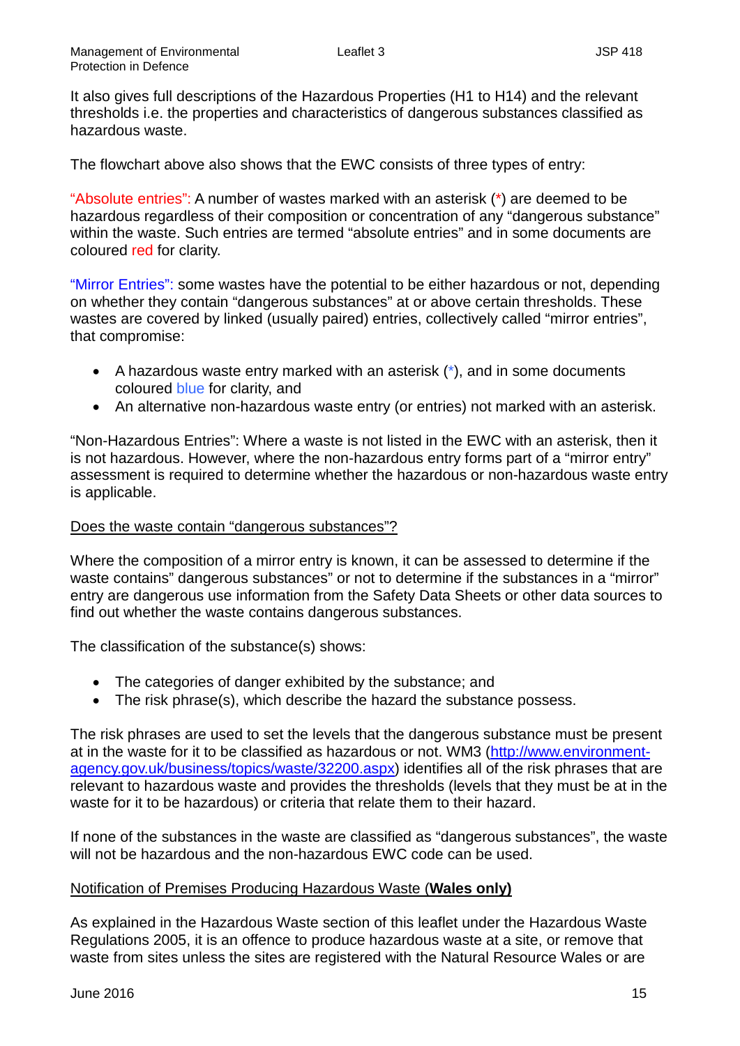It also gives full descriptions of the Hazardous Properties (H1 to H14) and the relevant thresholds i.e. the properties and characteristics of dangerous substances classified as hazardous waste.

The flowchart above also shows that the EWC consists of three types of entry:

"Absolute entries": A number of wastes marked with an asterisk (*) are deemed to be hazardous regardless of their composition or concentration of any "dangerous substance" within the waste. Such entries are termed "absolute entries" and in some documents are coloured red for clarity.

"Mirror Entries": some wastes have the potential to be either hazardous or not, depending on whether they contain "dangerous substances" at or above certain thresholds. These wastes are covered by linked (usually paired) entries, collectively called "mirror entries", that compromise:

- A hazardous waste entry marked with an asterisk (*), and in some documents coloured blue for clarity, and
- An alternative non-hazardous waste entry (or entries) not marked with an asterisk.

"Non-Hazardous Entries": Where a waste is not listed in the EWC with an asterisk, then it is not hazardous. However, where the non-hazardous entry forms part of a "mirror entry" assessment is required to determine whether the hazardous or non-hazardous waste entry is applicable.

Does the waste contain "dangerous substances"?

Where the composition of a mirror entry is known, it can be assessed to determine if the waste contains" dangerous substances" or not to determine if the substances in a "mirror" entry are dangerous use information from the Safety Data Sheets or other data sources to find out whether the waste contains dangerous substances.

The classification of the substance(s) shows:

- The categories of danger exhibited by the substance; and
- The risk phrase(s), which describe the hazard the substance possess.

The risk phrases are used to set the levels that the dangerous substance must be present at in the waste for it to be classified as hazardous or not. WM3 ([http://www.environment-agency.gov.uk/business/topics/waste/32200.aspx](http://www.environment-agency.gov.uk/business/topics/waste/32200.aspx)) identifies all of the risk phrases that are relevant to hazardous waste and provides the thresholds (levels that they must be at in the waste for it to be hazardous) or criteria that relate them to their hazard.

If none of the substances in the waste are classified as "dangerous substances", the waste will not be hazardous and the non-hazardous EWC code can be used.

Notification of Premises Producing Hazardous Waste (**Wales only)**

As explained in the Hazardous Waste section of this leaflet under the Hazardous Waste Regulations 2005, it is an offence to produce hazardous waste at a site, or remove that waste from sites unless the sites are registered with the Natural Resource Wales or are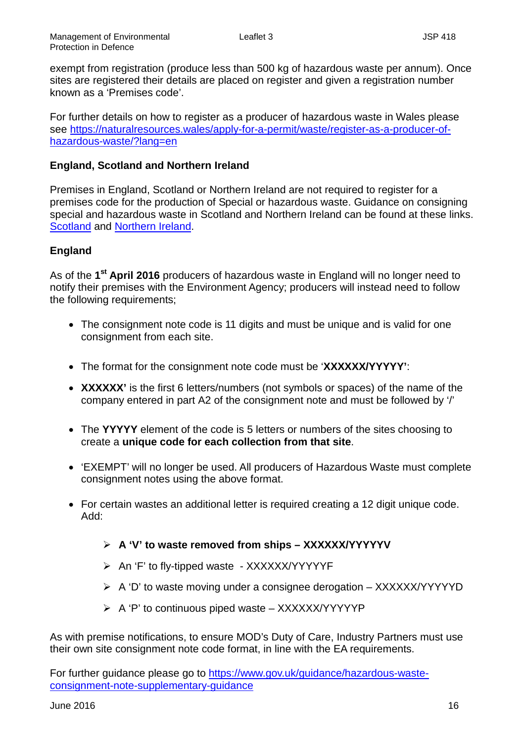exempt from registration (produce less than 500 kg of hazardous waste per annum). Once sites are registered their details are placed on register and given a registration number known as a 'Premises code'.

For further details on how to register as a producer of hazardous waste in Wales please see [https://naturalresources.wales/apply-for-a-permit/waste/register-as-a-producer-of-hazardous-waste/?lang=en](https://naturalresources.wales/apply-for-a-permit/waste/register-as-a-producer-of-hazardous-waste/?lang=en)

**England, Scotland and Northern Ireland**

Premises in England, Scotland or Northern Ireland are not required to register for a premises code for the production of Special or hazardous waste. Guidance on consigning special and hazardous waste in Scotland and Northern Ireland can be found at these links. Scotland and Northern Ireland.

**England**

As of the **1st April 2016** producers of hazardous waste in England will no longer need to notify their premises with the Environment Agency; producers will instead need to follow the following requirements;

- The consignment note code is 11 digits and must be unique and is valid for one consignment from each site.
- The format for the consignment note code must be '**XXXXXX/YYYYY'**:
- **XXXXXX'** is the first 6 letters/numbers (not symbols or spaces) of the name of the company entered in part A2 of the consignment note and must be followed by '/'
- The **YYYYY** element of the code is 5 letters or numbers of the sites choosing to create a **unique code for each collection from that site**.
- 'EXEMPT' will no longer be used. All producers of Hazardous Waste must complete consignment notes using the above format.
- For certain wastes an additional letter is required creating a 12 digit unique code. Add:
    - **A 'V' to waste removed from ships – XXXXXX/YYYYYV**
    - An 'F' to fly-tipped waste - XXXXXX/YYYYYF
    - A 'D' to waste moving under a consignee derogation – XXXXXX/YYYYYD
    - A 'P' to continuous piped waste – XXXXXX/YYYYYP

As with premise notifications, to ensure MOD's Duty of Care, Industry Partners must use their own site consignment note code format, in line with the EA requirements.

For further guidance please go to [https://www.gov.uk/guidance/hazardous-waste-consignment-note-supplementary-guidance](https://www.gov.uk/guidance/hazardous-waste-consignment-note-supplementary-guidance)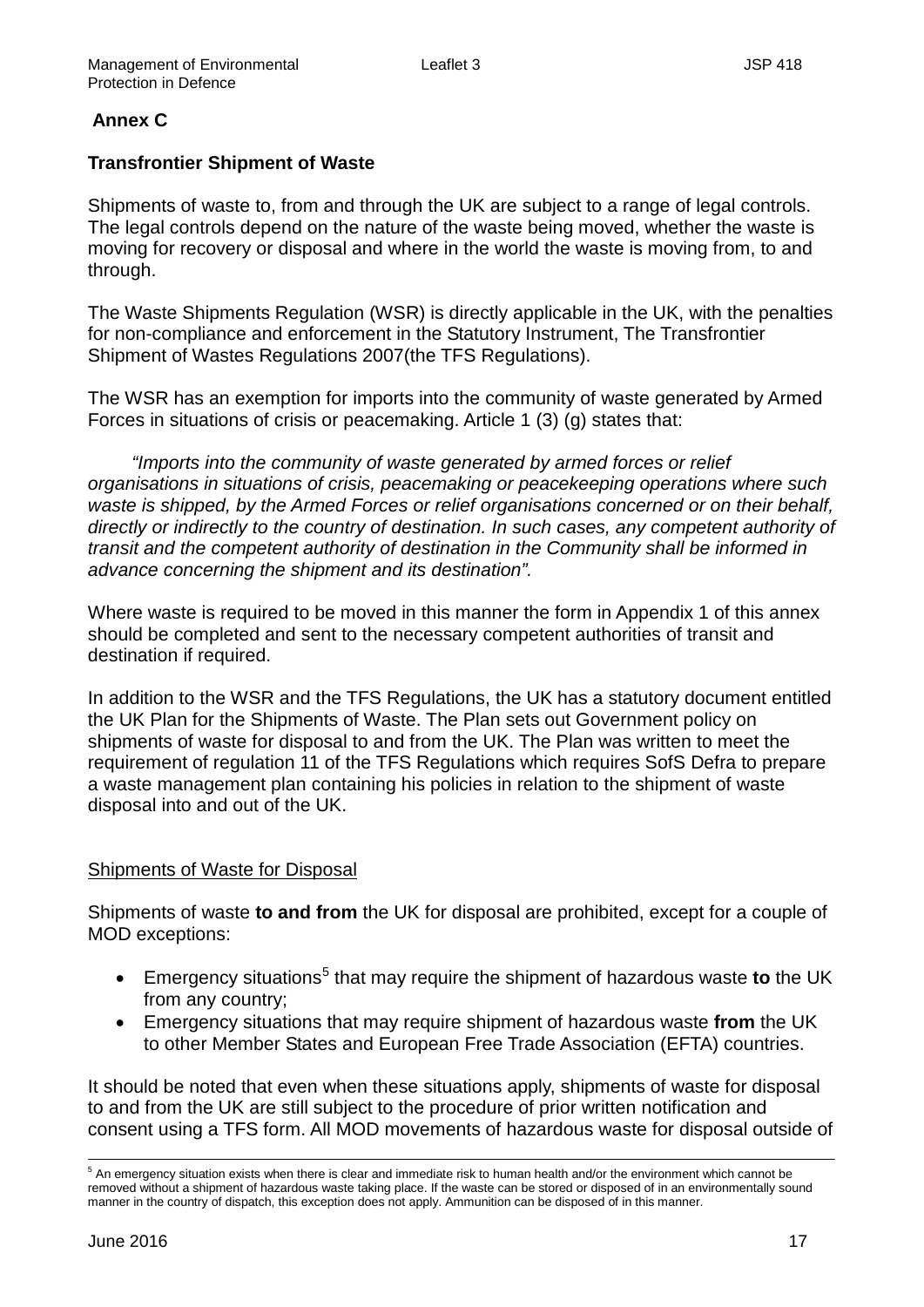## Annex C

### Transfrontier Shipment of Waste

Shipments of waste to, from and through the UK are subject to a range of legal controls. The legal controls depend on the nature of the waste being moved, whether the waste is moving for recovery or disposal and where in the world the waste is moving from, to and through.

The Waste Shipments Regulation (WSR) is directly applicable in the UK, with the penalties for non-compliance and enforcement in the Statutory Instrument, The Transfrontier Shipment of Wastes Regulations 2007(the TFS Regulations).

The WSR has an exemption for imports into the community of waste generated by Armed Forces in situations of crisis or peacemaking. Article 1 (3) (g) states that:

> *"Imports into the community of waste generated by armed forces or relief organisations in situations of crisis, peacemaking or peacekeeping operations where such waste is shipped, by the Armed Forces or relief organisations concerned or on their behalf, directly or indirectly to the country of destination. In such cases, any competent authority of transit and the competent authority of destination in the Community shall be informed in advance concerning the shipment and its destination".*

Where waste is required to be moved in this manner the form in Appendix 1 of this annex should be completed and sent to the necessary competent authorities of transit and destination if required.

In addition to the WSR and the TFS Regulations, the UK has a statutory document entitled the UK Plan for the Shipments of Waste. The Plan sets out Government policy on shipments of waste for disposal to and from the UK. The Plan was written to meet the requirement of regulation 11 of the TFS Regulations which requires SofS Defra to prepare a waste management plan containing his policies in relation to the shipment of waste disposal into and out of the UK.

<u>Shipments of Waste for Disposal</u>

Shipments of waste **to and from** the UK for disposal are prohibited, except for a couple of MOD exceptions:

- Emergency situations[5] that may require the shipment of hazardous waste **to** the UK from any country;
- Emergency situations that may require shipment of hazardous waste **from** the UK to other Member States and European Free Trade Association (EFTA) countries.

It should be noted that even when these situations apply, shipments of waste for disposal to and from the UK are still subject to the procedure of prior written notification and consent using a TFS form. All MOD movements of hazardous waste for disposal outside of

[5] An emergency situation exists when there is clear and immediate risk to human health and/or the environment which cannot be removed without a shipment of hazardous waste taking place. If the waste can be stored or disposed of in an environmentally sound manner in the country of dispatch, this exception does not apply. Ammunition can be disposed of in this manner.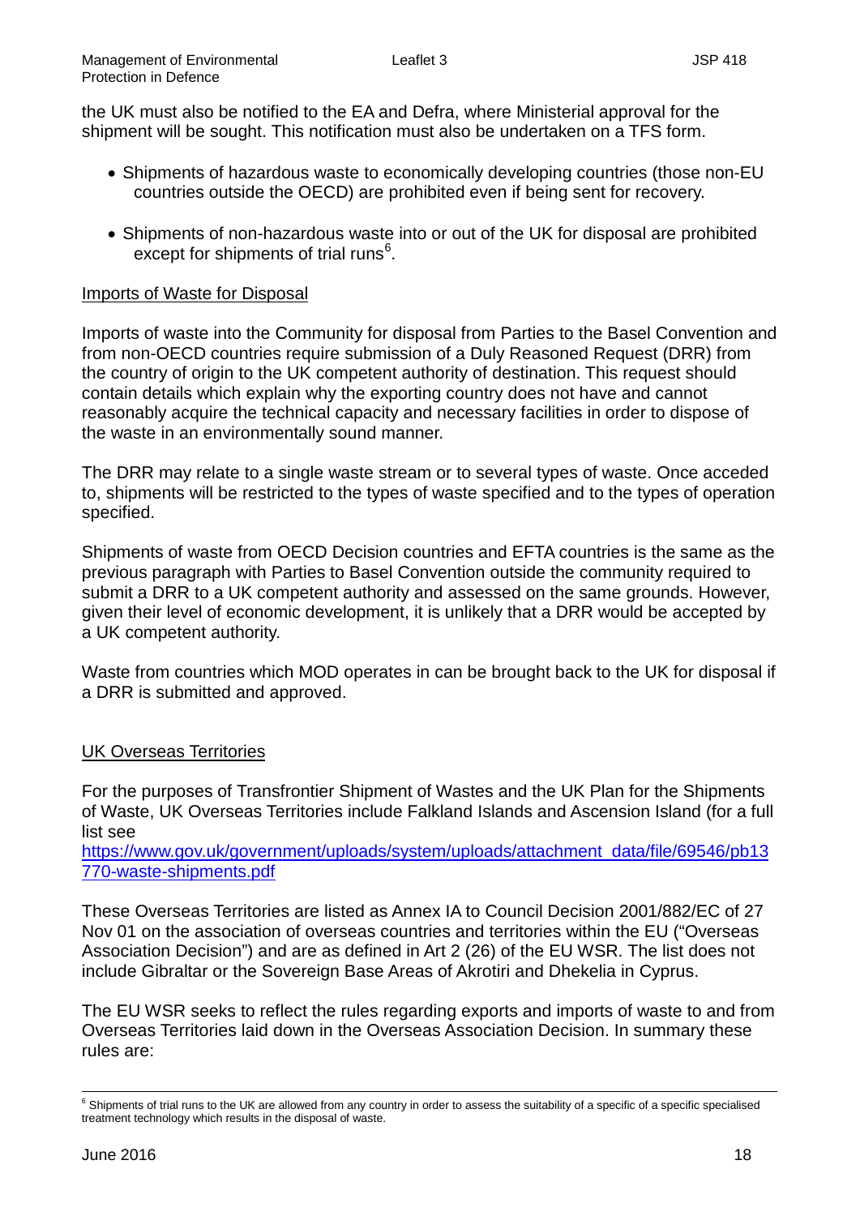the UK must also be notified to the EA and Defra, where Ministerial approval for the shipment will be sought. This notification must also be undertaken on a TFS form.

- Shipments of hazardous waste to economically developing countries (those non-EU countries outside the OECD) are prohibited even if being sent for recovery.
- Shipments of non-hazardous waste into or out of the UK for disposal are prohibited except for shipments of trial runs[6].

Imports of Waste for Disposal

Imports of waste into the Community for disposal from Parties to the Basel Convention and from non-OECD countries require submission of a Duly Reasoned Request (DRR) from the country of origin to the UK competent authority of destination. This request should contain details which explain why the exporting country does not have and cannot reasonably acquire the technical capacity and necessary facilities in order to dispose of the waste in an environmentally sound manner.

The DRR may relate to a single waste stream or to several types of waste. Once acceded to, shipments will be restricted to the types of waste specified and to the types of operation specified.

Shipments of waste from OECD Decision countries and EFTA countries is the same as the previous paragraph with Parties to Basel Convention outside the community required to submit a DRR to a UK competent authority and assessed on the same grounds. However, given their level of economic development, it is unlikely that a DRR would be accepted by a UK competent authority.

Waste from countries which MOD operates in can be brought back to the UK for disposal if a DRR is submitted and approved.

UK Overseas Territories

For the purposes of Transfrontier Shipment of Wastes and the UK Plan for the Shipments of Waste, UK Overseas Territories include Falkland Islands and Ascension Island (for a full list see https://www.gov.uk/government/uploads/system/uploads/attachment_data/file/69546/pb13770-waste-shipments.pdf

These Overseas Territories are listed as Annex IA to Council Decision 2001/882/EC of 27 Nov 01 on the association of overseas countries and territories within the EU ("Overseas Association Decision") and are as defined in Art 2 (26) of the EU WSR. The list does not include Gibraltar or the Sovereign Base Areas of Akrotiri and Dhekelia in Cyprus.

The EU WSR seeks to reflect the rules regarding exports and imports of waste to and from Overseas Territories laid down in the Overseas Association Decision. In summary these rules are:

[6] Shipments of trial runs to the UK are allowed from any country in order to assess the suitability of a specific of a specific specialised treatment technology which results in the disposal of waste.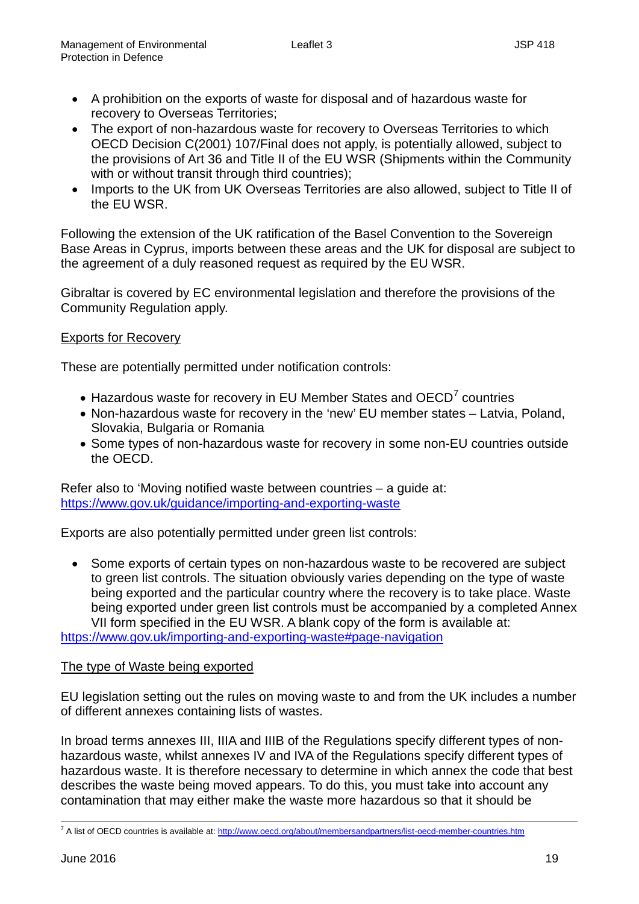- A prohibition on the exports of waste for disposal and of hazardous waste for recovery to Overseas Territories;
- The export of non-hazardous waste for recovery to Overseas Territories to which OECD Decision C(2001) 107/Final does not apply, is potentially allowed, subject to the provisions of Art 36 and Title II of the EU WSR (Shipments within the Community with or without transit through third countries);
- Imports to the UK from UK Overseas Territories are also allowed, subject to Title II of the EU WSR.

Following the extension of the UK ratification of the Basel Convention to the Sovereign Base Areas in Cyprus, imports between these areas and the UK for disposal are subject to the agreement of a duly reasoned request as required by the EU WSR.

Gibraltar is covered by EC environmental legislation and therefore the provisions of the Community Regulation apply.

Exports for Recovery

These are potentially permitted under notification controls:

- Hazardous waste for recovery in EU Member States and OECD[7] countries
- Non-hazardous waste for recovery in the 'new' EU member states – Latvia, Poland, Slovakia, Bulgaria or Romania
- Some types of non-hazardous waste for recovery in some non-EU countries outside the OECD.

Refer also to 'Moving notified waste between countries – a guide at: https://www.gov.uk/guidance/importing-and-exporting-waste

Exports are also potentially permitted under green list controls:

- Some exports of certain types on non-hazardous waste to be recovered are subject to green list controls. The situation obviously varies depending on the type of waste being exported and the particular country where the recovery is to take place. Waste being exported under green list controls must be accompanied by a completed Annex VII form specified in the EU WSR. A blank copy of the form is available at:

https://www.gov.uk/importing-and-exporting-waste#page-navigation

The type of Waste being exported

EU legislation setting out the rules on moving waste to and from the UK includes a number of different annexes containing lists of wastes.

In broad terms annexes III, IIIA and IIIB of the Regulations specify different types of non-hazardous waste, whilst annexes IV and IVA of the Regulations specify different types of hazardous waste. It is therefore necessary to determine in which annex the code that best describes the waste being moved appears. To do this, you must take into account any contamination that may either make the waste more hazardous so that it should be

[7] A list of OECD countries is available at: http://www.oecd.org/about/membersandpartners/list-oecd-member-countries.htm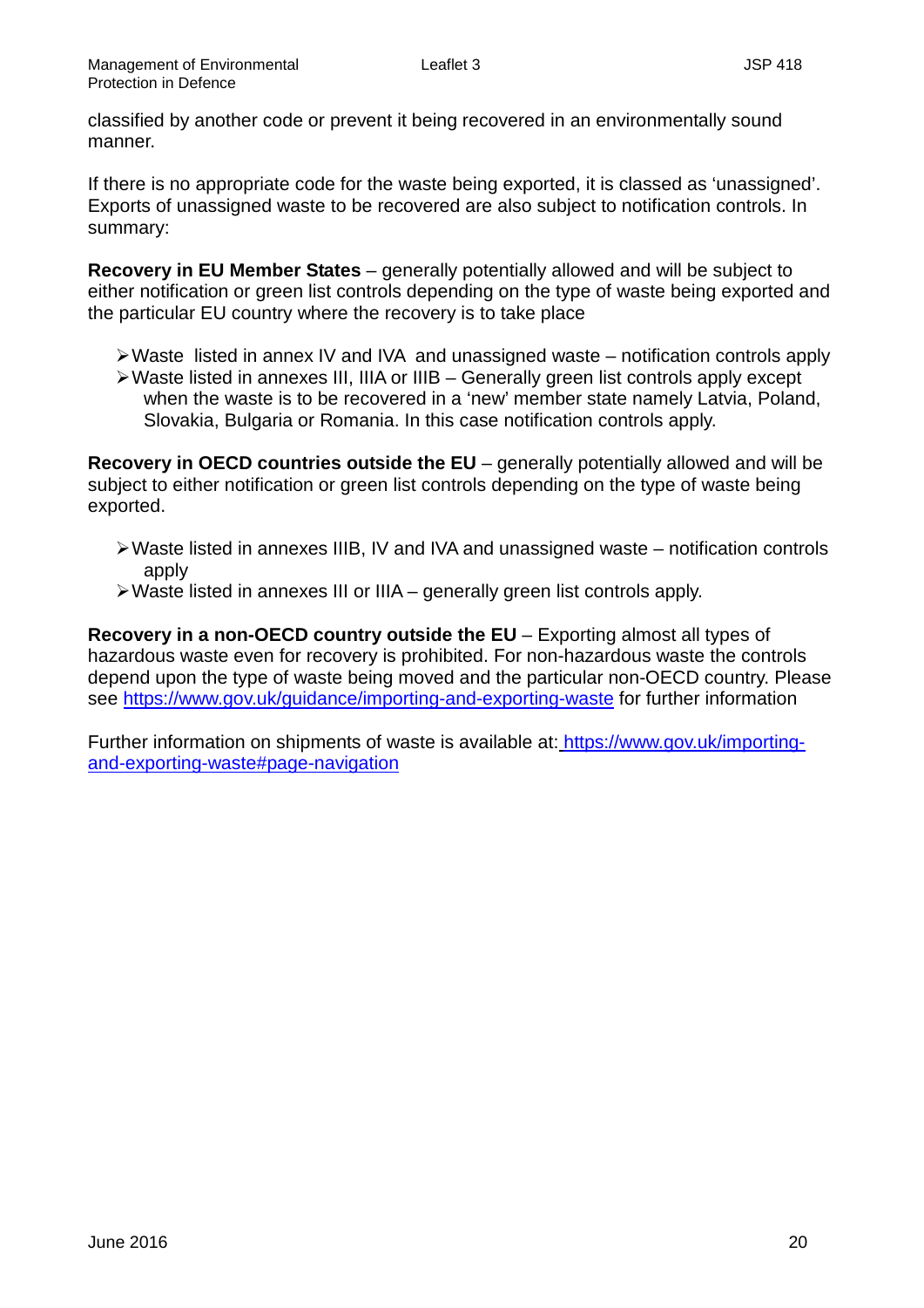classified by another code or prevent it being recovered in an environmentally sound manner.

If there is no appropriate code for the waste being exported, it is classed as 'unassigned'. Exports of unassigned waste to be recovered are also subject to notification controls. In summary:

**Recovery in EU Member States** – generally potentially allowed and will be subject to either notification or green list controls depending on the type of waste being exported and the particular EU country where the recovery is to take place

- Waste listed in annex IV and IVA and unassigned waste – notification controls apply
- Waste listed in annexes III, IIIA or IIIB – Generally green list controls apply except when the waste is to be recovered in a 'new' member state namely Latvia, Poland, Slovakia, Bulgaria or Romania. In this case notification controls apply.

**Recovery in OECD countries outside the EU** – generally potentially allowed and will be subject to either notification or green list controls depending on the type of waste being exported.

- Waste listed in annexes IIIB, IV and IVA and unassigned waste – notification controls apply
- Waste listed in annexes III or IIIA – generally green list controls apply.

**Recovery in a non-OECD country outside the EU** – Exporting almost all types of hazardous waste even for recovery is prohibited. For non-hazardous waste the controls depend upon the type of waste being moved and the particular non-OECD country. Please see https://www.gov.uk/guidance/importing-and-exporting-waste for further information

Further information on shipments of waste is available at: https://www.gov.uk/importing-and-exporting-waste#page-navigation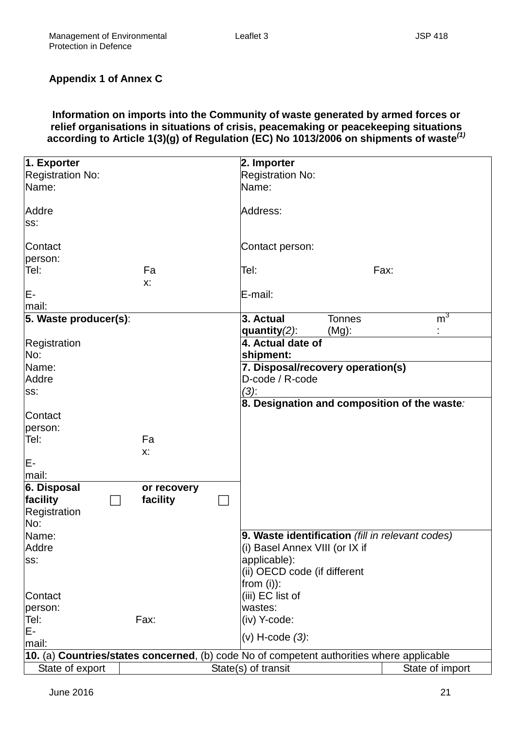**Appendix 1 of Annex C**

**Information on imports into the Community of waste generated by armed forces or relief organisations in situations of crisis, peacemaking or peacekeeping situations according to Article 1(3)(g) of Regulation (EC) No 1013/2006 on shipments of waste*(1)***

| | | |
|---|---|---|
| **1. Exporter**<br>Registration No:<br>Name:<br><br>Address:<br><br>Contact person:<br>Tel: Fax:<br>E-mail: | **2. Importer**<br>Registration No:<br>Name:<br><br>Address:<br><br>Contact person:<br>Tel: Fax:<br>E-mail: | |
| **5. Waste producer(s)**:<br><br>Registration No:<br>Name:<br>Address:<br><br>Contact person:<br>Tel: Fax:<br>E-mail: | **3. Actual quantity***(2)***:** Tonnes (Mg): $m^3$:<br>**4. Actual date of shipment:**<br>**7. Disposal/recovery operation(s)**<br>D-code / R-code *(3)*:<br>**8. Designation and composition of the waste**: | |
| **6. Disposal facility** ☐ **or recovery facility** ☐<br>Registration No:<br>Name:<br>Address:<br><br>Contact person:<br>Tel: Fax:<br>E-mail: | **9. Waste identification** *(fill in relevant codes)*<br>(i) Basel Annex VIII (or IX if applicable):<br>(ii) OECD code (if different from (i)):<br>(iii) EC list of wastes:<br>(iv) Y-code:<br>(v) H-code *(3)*: | |
| **10.** (a) **Countries/states concerned**, (b) code No of competent authorities where applicable | | |
| State of export | State(s) of transit | State of import |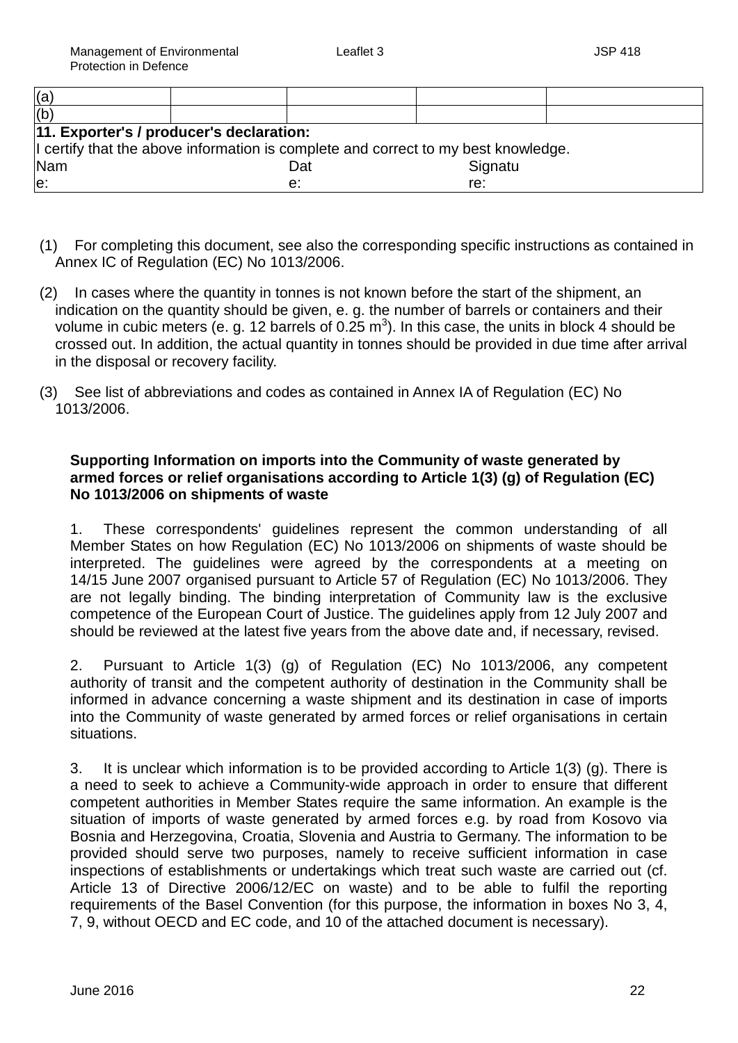| (a) | | | | |
|---|---|---|---|---|
| (b) | | | | |
| **11. Exporter's / producer's declaration:** I certify that the above information is complete and correct to my best knowledge. Name: | | Date: | Signature: | |

(1) For completing this document, see also the corresponding specific instructions as contained in Annex IC of Regulation (EC) No 1013/2006.

(2) In cases where the quantity in tonnes is not known before the start of the shipment, an indication on the quantity should be given, e. g. the number of barrels or containers and their volume in cubic meters (e. g. 12 barrels of 0.25 $m^3$). In this case, the units in block 4 should be crossed out. In addition, the actual quantity in tonnes should be provided in due time after arrival in the disposal or recovery facility.

(3) See list of abbreviations and codes as contained in Annex IA of Regulation (EC) No 1013/2006.

**Supporting Information on imports into the Community of waste generated by armed forces or relief organisations according to Article 1(3) (g) of Regulation (EC) No 1013/2006 on shipments of waste**

1. These correspondents' guidelines represent the common understanding of all Member States on how Regulation (EC) No 1013/2006 on shipments of waste should be interpreted. The guidelines were agreed by the correspondents at a meeting on 14/15 June 2007 organised pursuant to Article 57 of Regulation (EC) No 1013/2006. They are not legally binding. The binding interpretation of Community law is the exclusive competence of the European Court of Justice. The guidelines apply from 12 July 2007 and should be reviewed at the latest five years from the above date and, if necessary, revised.

2. Pursuant to Article 1(3) (g) of Regulation (EC) No 1013/2006, any competent authority of transit and the competent authority of destination in the Community shall be informed in advance concerning a waste shipment and its destination in case of imports into the Community of waste generated by armed forces or relief organisations in certain situations.

3. It is unclear which information is to be provided according to Article 1(3) (g). There is a need to seek to achieve a Community-wide approach in order to ensure that different competent authorities in Member States require the same information. An example is the situation of imports of waste generated by armed forces e.g. by road from Kosovo via Bosnia and Herzegovina, Croatia, Slovenia and Austria to Germany. The information to be provided should serve two purposes, namely to receive sufficient information in case inspections of establishments or undertakings which treat such waste are carried out (cf. Article 13 of Directive 2006/12/EC on waste) and to be able to fulfil the reporting requirements of the Basel Convention (for this purpose, the information in boxes No 3, 4, 7, 9, without OECD and EC code, and 10 of the attached document is necessary).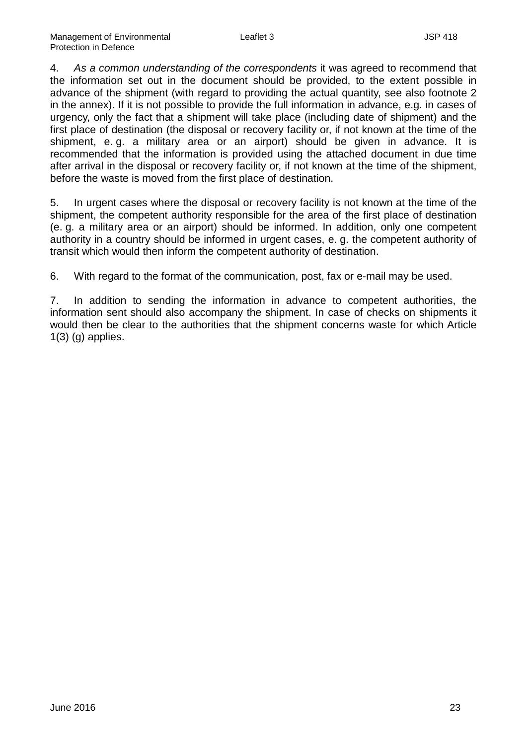4. *As a common understanding of the correspondents* it was agreed to recommend that the information set out in the document should be provided, to the extent possible in advance of the shipment (with regard to providing the actual quantity, see also footnote 2 in the annex). If it is not possible to provide the full information in advance, e.g. in cases of urgency, only the fact that a shipment will take place (including date of shipment) and the first place of destination (the disposal or recovery facility or, if not known at the time of the shipment, e. g. a military area or an airport) should be given in advance. It is recommended that the information is provided using the attached document in due time after arrival in the disposal or recovery facility or, if not known at the time of the shipment, before the waste is moved from the first place of destination.

5. In urgent cases where the disposal or recovery facility is not known at the time of the shipment, the competent authority responsible for the area of the first place of destination (e. g. a military area or an airport) should be informed. In addition, only one competent authority in a country should be informed in urgent cases, e. g. the competent authority of transit which would then inform the competent authority of destination.

6. With regard to the format of the communication, post, fax or e-mail may be used.

7. In addition to sending the information in advance to competent authorities, the information sent should also accompany the shipment. In case of checks on shipments it would then be clear to the authorities that the shipment concerns waste for which Article 1(3) (g) applies.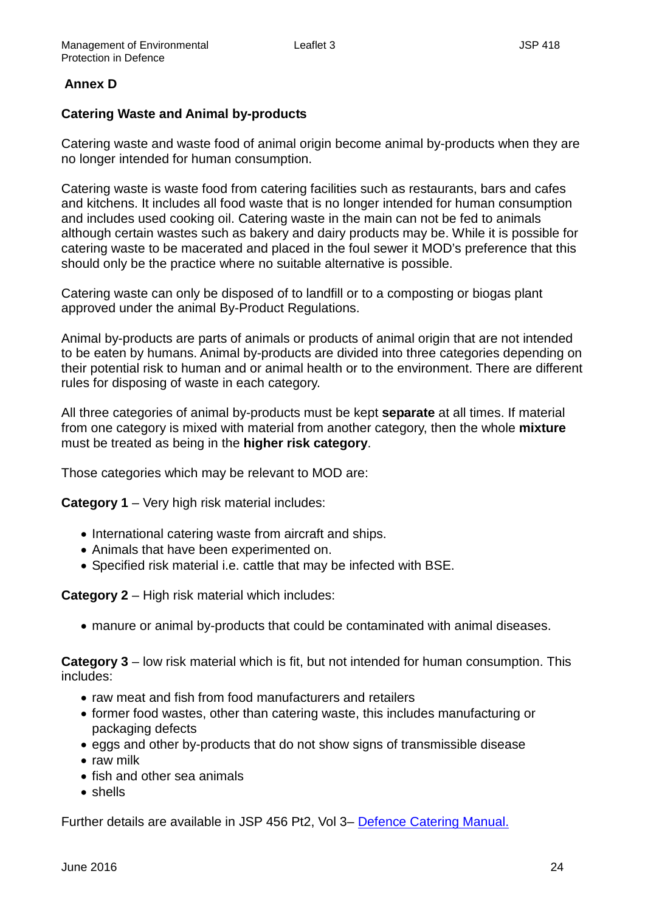## Annex D

### Catering Waste and Animal by-products

Catering waste and waste food of animal origin become animal by-products when they are no longer intended for human consumption.

Catering waste is waste food from catering facilities such as restaurants, bars and cafes and kitchens. It includes all food waste that is no longer intended for human consumption and includes used cooking oil. Catering waste in the main can not be fed to animals although certain wastes such as bakery and dairy products may be. While it is possible for catering waste to be macerated and placed in the foul sewer it MOD's preference that this should only be the practice where no suitable alternative is possible.

Catering waste can only be disposed of to landfill or to a composting or biogas plant approved under the animal By-Product Regulations.

Animal by-products are parts of animals or products of animal origin that are not intended to be eaten by humans. Animal by-products are divided into three categories depending on their potential risk to human and or animal health or to the environment. There are different rules for disposing of waste in each category.

All three categories of animal by-products must be kept **separate** at all times. If material from one category is mixed with material from another category, then the whole **mixture** must be treated as being in the **higher risk category**.

Those categories which may be relevant to MOD are:

**Category 1** – Very high risk material includes:

- International catering waste from aircraft and ships.
- Animals that have been experimented on.
- Specified risk material i.e. cattle that may be infected with BSE.

**Category 2** – High risk material which includes:

- manure or animal by-products that could be contaminated with animal diseases.

**Category 3** – low risk material which is fit, but not intended for human consumption. This includes:

- raw meat and fish from food manufacturers and retailers
- former food wastes, other than catering waste, this includes manufacturing or packaging defects
- eggs and other by-products that do not show signs of transmissible disease
- raw milk
- fish and other sea animals
- shells

Further details are available in JSP 456 Pt2, Vol 3– Defence Catering Manual.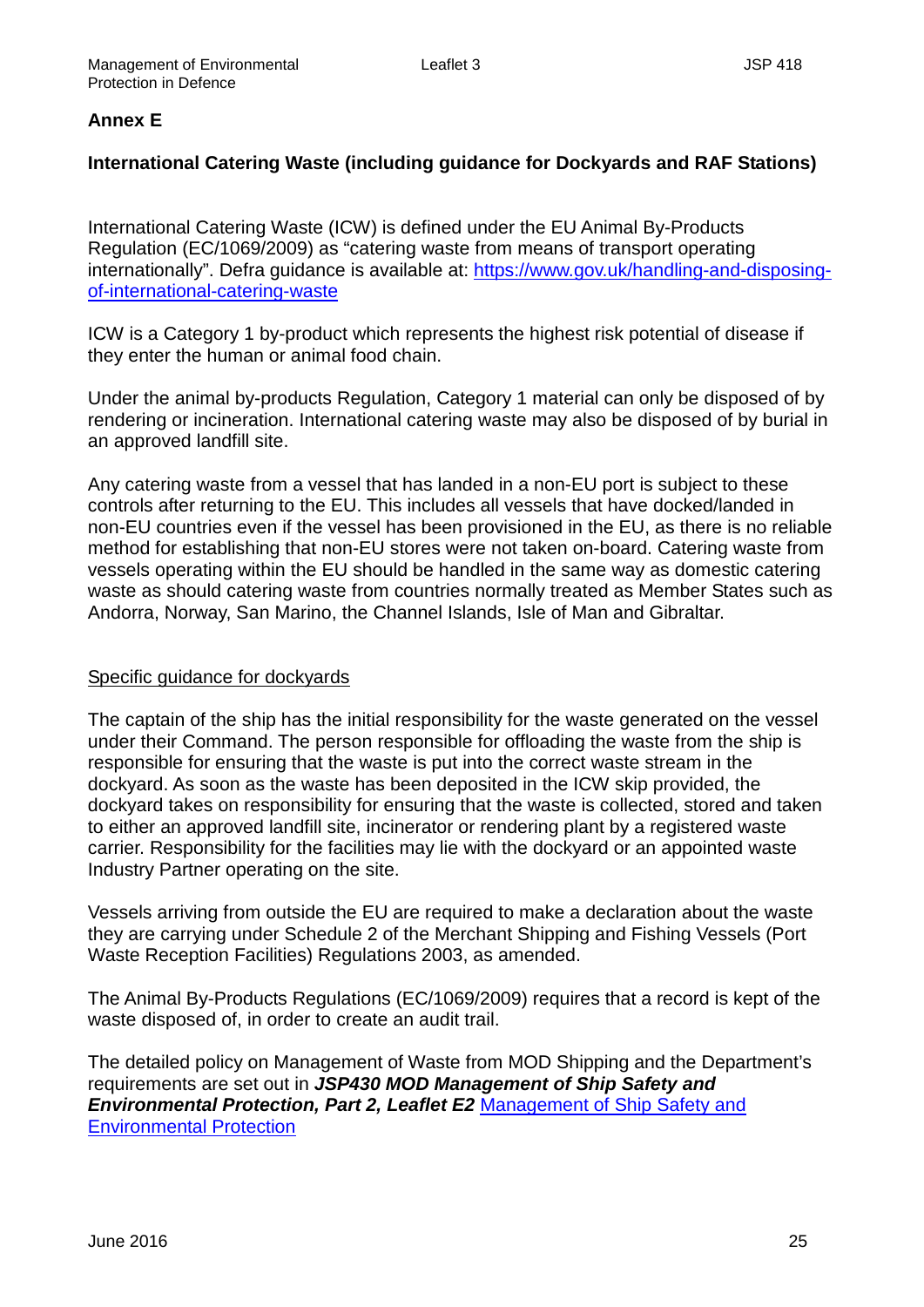## Annex E

### International Catering Waste (including guidance for Dockyards and RAF Stations)

International Catering Waste (ICW) is defined under the EU Animal By-Products Regulation (EC/1069/2009) as "catering waste from means of transport operating internationally". Defra guidance is available at: [https://www.gov.uk/handling-and-disposing-of-international-catering-waste](https://www.gov.uk/handling-and-disposing-of-international-catering-waste)

ICW is a Category 1 by-product which represents the highest risk potential of disease if they enter the human or animal food chain.

Under the animal by-products Regulation, Category 1 material can only be disposed of by rendering or incineration. International catering waste may also be disposed of by burial in an approved landfill site.

Any catering waste from a vessel that has landed in a non-EU port is subject to these controls after returning to the EU. This includes all vessels that have docked/landed in non-EU countries even if the vessel has been provisioned in the EU, as there is no reliable method for establishing that non-EU stores were not taken on-board. Catering waste from vessels operating within the EU should be handled in the same way as domestic catering waste as should catering waste from countries normally treated as Member States such as Andorra, Norway, San Marino, the Channel Islands, Isle of Man and Gibraltar.

<u>Specific guidance for dockyards</u>

The captain of the ship has the initial responsibility for the waste generated on the vessel under their Command. The person responsible for offloading the waste from the ship is responsible for ensuring that the waste is put into the correct waste stream in the dockyard. As soon as the waste has been deposited in the ICW skip provided, the dockyard takes on responsibility for ensuring that the waste is collected, stored and taken to either an approved landfill site, incinerator or rendering plant by a registered waste carrier. Responsibility for the facilities may lie with the dockyard or an appointed waste Industry Partner operating on the site.

Vessels arriving from outside the EU are required to make a declaration about the waste they are carrying under Schedule 2 of the Merchant Shipping and Fishing Vessels (Port Waste Reception Facilities) Regulations 2003, as amended.

The Animal By-Products Regulations (EC/1069/2009) requires that a record is kept of the waste disposed of, in order to create an audit trail.

The detailed policy on Management of Waste from MOD Shipping and the Department's requirements are set out in ***JSP430 MOD Management of Ship Safety and Environmental Protection, Part 2, Leaflet E2*** [Management of Ship Safety and Environmental Protection]()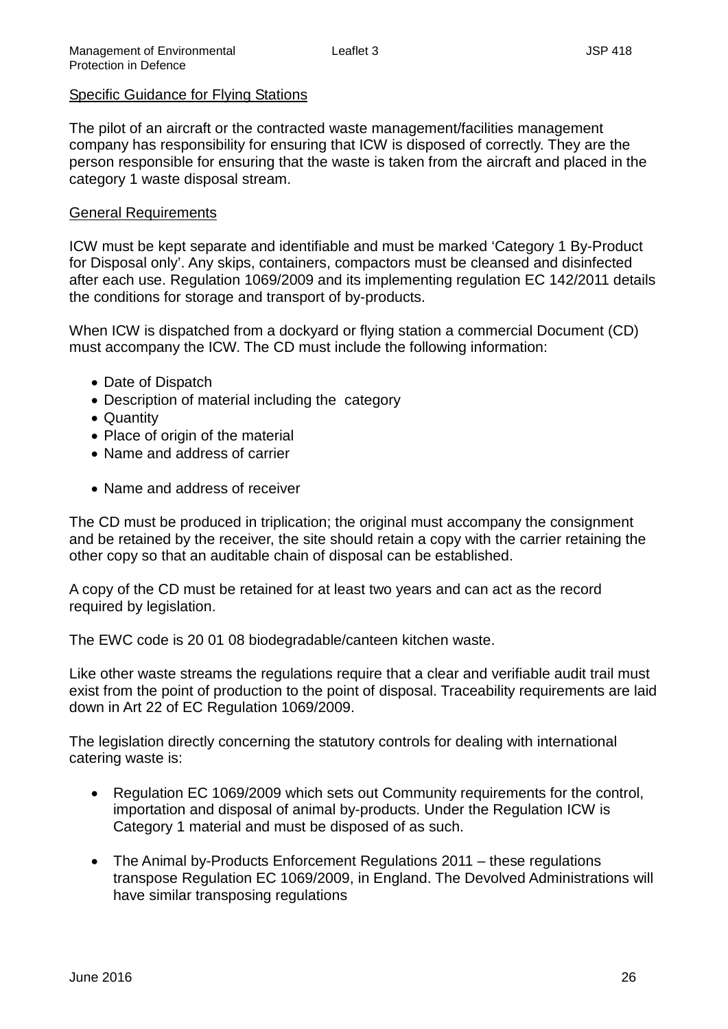<u>Specific Guidance for Flying Stations</u>

The pilot of an aircraft or the contracted waste management/facilities management company has responsibility for ensuring that ICW is disposed of correctly. They are the person responsible for ensuring that the waste is taken from the aircraft and placed in the category 1 waste disposal stream.

<u>General Requirements</u>

ICW must be kept separate and identifiable and must be marked ‘Category 1 By-Product for Disposal only’. Any skips, containers, compactors must be cleansed and disinfected after each use. Regulation 1069/2009 and its implementing regulation EC 142/2011 details the conditions for storage and transport of by-products.

When ICW is dispatched from a dockyard or flying station a commercial Document (CD) must accompany the ICW. The CD must include the following information:

- Date of Dispatch
- Description of material including the category
- Quantity
- Place of origin of the material
- Name and address of carrier
- Name and address of receiver

The CD must be produced in triplication; the original must accompany the consignment and be retained by the receiver, the site should retain a copy with the carrier retaining the other copy so that an auditable chain of disposal can be established.

A copy of the CD must be retained for at least two years and can act as the record required by legislation.

The EWC code is 20 01 08 biodegradable/canteen kitchen waste.

Like other waste streams the regulations require that a clear and verifiable audit trail must exist from the point of production to the point of disposal. Traceability requirements are laid down in Art 22 of EC Regulation 1069/2009.

The legislation directly concerning the statutory controls for dealing with international catering waste is:

- Regulation EC 1069/2009 which sets out Community requirements for the control, importation and disposal of animal by-products. Under the Regulation ICW is Category 1 material and must be disposed of as such.

- The Animal by-Products Enforcement Regulations 2011 – these regulations transpose Regulation EC 1069/2009, in England. The Devolved Administrations will have similar transposing regulations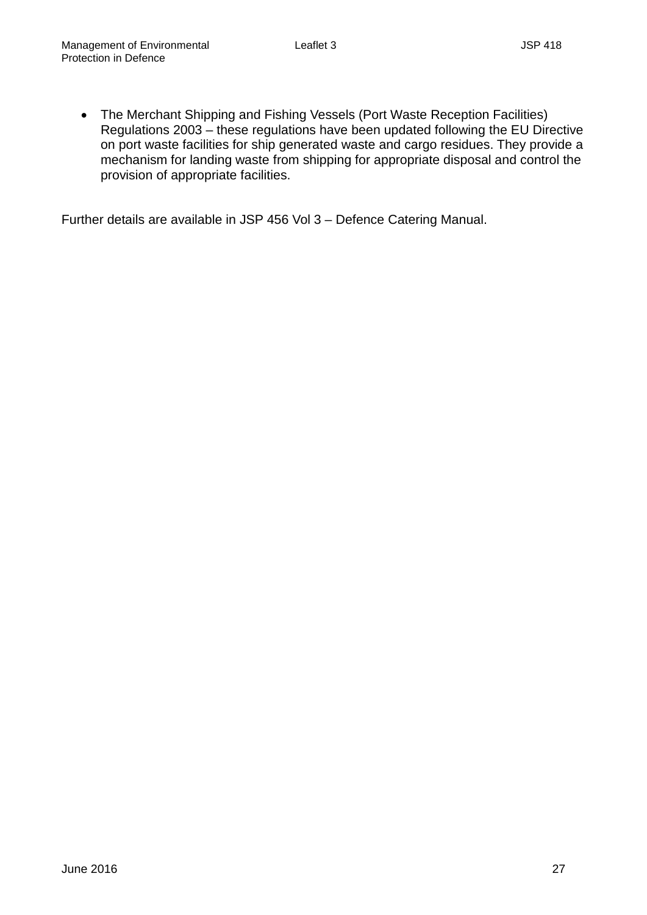- The Merchant Shipping and Fishing Vessels (Port Waste Reception Facilities) Regulations 2003 – these regulations have been updated following the EU Directive on port waste facilities for ship generated waste and cargo residues. They provide a mechanism for landing waste from shipping for appropriate disposal and control the provision of appropriate facilities.

Further details are available in JSP 456 Vol 3 – Defence Catering Manual.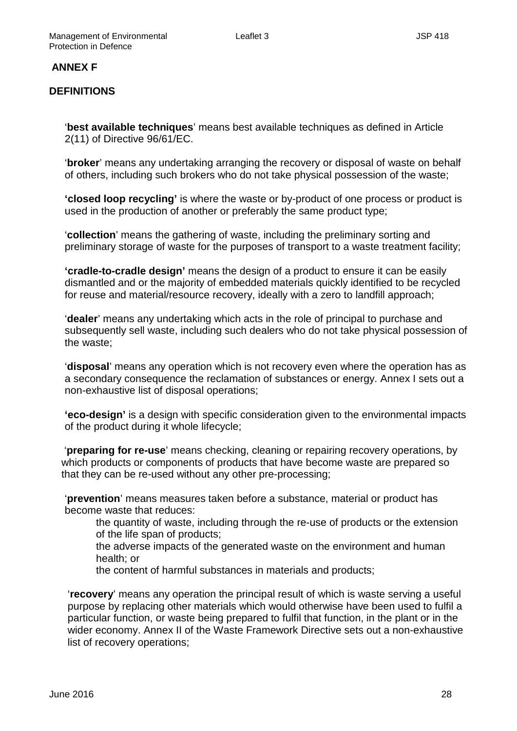**ANNEX F**

**DEFINITIONS**

'**best available techniques**' means best available techniques as defined in Article 2(11) of Directive 96/61/EC.

'**broker**' means any undertaking arranging the recovery or disposal of waste on behalf of others, including such brokers who do not take physical possession of the waste;

**'closed loop recycling'** is where the waste or by-product of one process or product is used in the production of another or preferably the same product type;

'**collection**' means the gathering of waste, including the preliminary sorting and preliminary storage of waste for the purposes of transport to a waste treatment facility;

**'cradle-to-cradle design'** means the design of a product to ensure it can be easily dismantled and or the majority of embedded materials quickly identified to be recycled for reuse and material/resource recovery, ideally with a zero to landfill approach;

'**dealer**' means any undertaking which acts in the role of principal to purchase and subsequently sell waste, including such dealers who do not take physical possession of the waste;

'**disposal**' means any operation which is not recovery even where the operation has as a secondary consequence the reclamation of substances or energy. Annex I sets out a non-exhaustive list of disposal operations;

**'eco-design'** is a design with specific consideration given to the environmental impacts of the product during it whole lifecycle;

'**preparing for re-use**' means checking, cleaning or repairing recovery operations, by which products or components of products that have become waste are prepared so that they can be re-used without any other pre-processing;

'**prevention**' means measures taken before a substance, material or product has become waste that reduces:

- the quantity of waste, including through the re-use of products or the extension of the life span of products;
- the adverse impacts of the generated waste on the environment and human health; or
- the content of harmful substances in materials and products;

'**recovery**' means any operation the principal result of which is waste serving a useful purpose by replacing other materials which would otherwise have been used to fulfil a particular function, or waste being prepared to fulfil that function, in the plant or in the wider economy. Annex II of the Waste Framework Directive sets out a non-exhaustive list of recovery operations;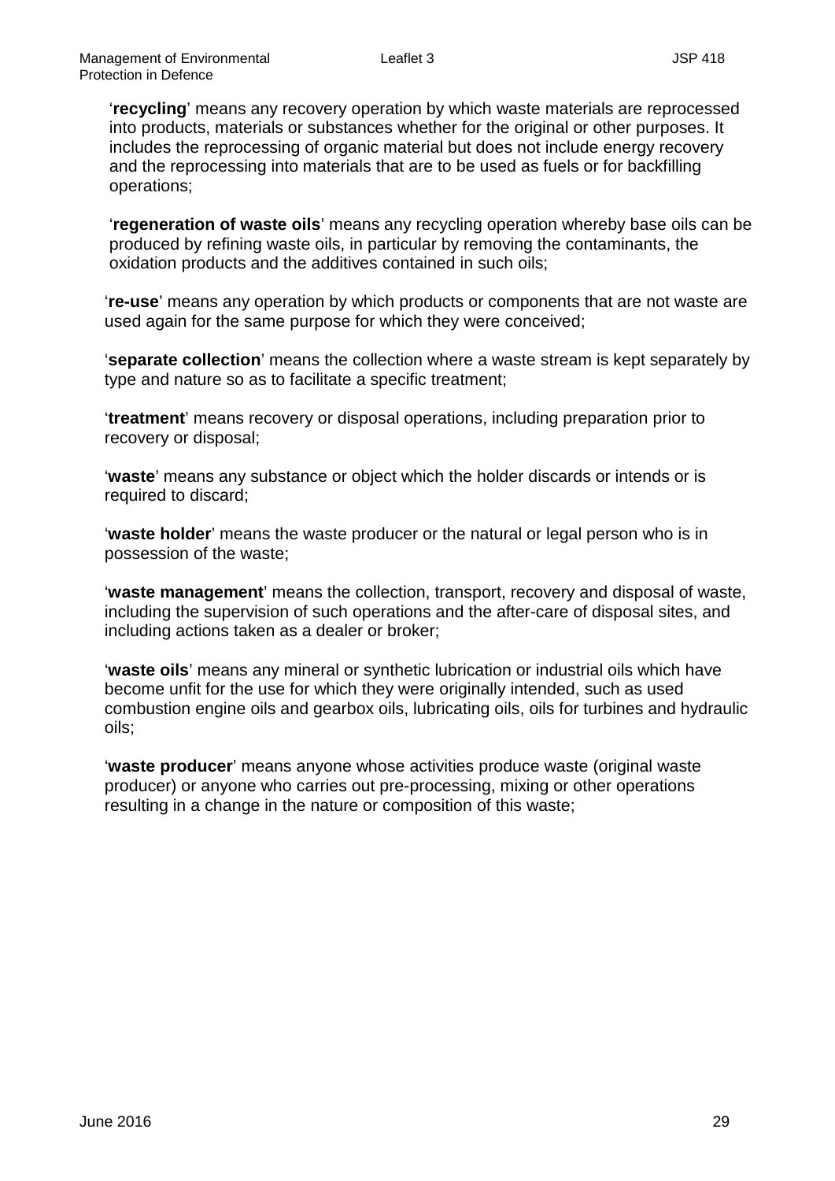'**recycling**' means any recovery operation by which waste materials are reprocessed into products, materials or substances whether for the original or other purposes. It includes the reprocessing of organic material but does not include energy recovery and the reprocessing into materials that are to be used as fuels or for backfilling operations;

'**regeneration of waste oils**' means any recycling operation whereby base oils can be produced by refining waste oils, in particular by removing the contaminants, the oxidation products and the additives contained in such oils;

'**re-use**' means any operation by which products or components that are not waste are used again for the same purpose for which they were conceived;

'**separate collection**' means the collection where a waste stream is kept separately by type and nature so as to facilitate a specific treatment;

'**treatment**' means recovery or disposal operations, including preparation prior to recovery or disposal;

'**waste**' means any substance or object which the holder discards or intends or is required to discard;

'**waste holder**' means the waste producer or the natural or legal person who is in possession of the waste;

'**waste management**' means the collection, transport, recovery and disposal of waste, including the supervision of such operations and the after-care of disposal sites, and including actions taken as a dealer or broker;

'**waste oils**' means any mineral or synthetic lubrication or industrial oils which have become unfit for the use for which they were originally intended, such as used combustion engine oils and gearbox oils, lubricating oils, oils for turbines and hydraulic oils;

'**waste producer**' means anyone whose activities produce waste (original waste producer) or anyone who carries out pre-processing, mixing or other operations resulting in a change in the nature or composition of this waste;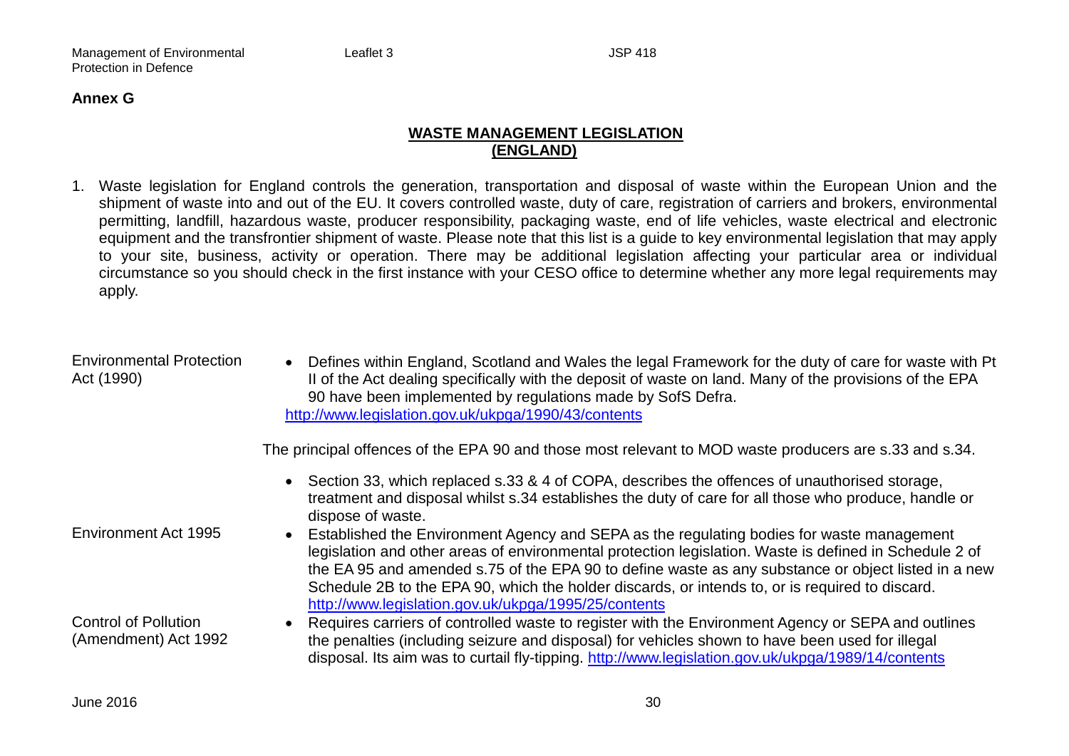**Annex G**

## WASTE MANAGEMENT LEGISLATION (ENGLAND)

1. Waste legislation for England controls the generation, transportation and disposal of waste within the European Union and the shipment of waste into and out of the EU. It covers controlled waste, duty of care, registration of carriers and brokers, environmental permitting, landfill, hazardous waste, producer responsibility, packaging waste, end of life vehicles, waste electrical and electronic equipment and the transfrontier shipment of waste. Please note that this list is a guide to key environmental legislation that may apply to your site, business, activity or operation. There may be additional legislation affecting your particular area or individual circumstance so you should check in the first instance with your CESO office to determine whether any more legal requirements may apply.

| | |
|---|---|
| Environmental Protection Act (1990) | • Defines within England, Scotland and Wales the legal Framework for the duty of care for waste with Pt II of the Act dealing specifically with the deposit of waste on land. Many of the provisions of the EPA 90 have been implemented by regulations made by SofS Defra. http://www.legislation.gov.uk/ukpga/1990/43/contents<br><br>The principal offences of the EPA 90 and those most relevant to MOD waste producers are s.33 and s.34.<br><br>• Section 33, which replaced s.33 & 4 of COPA, describes the offences of unauthorised storage, treatment and disposal whilst s.34 establishes the duty of care for all those who produce, handle or dispose of waste. |
| Environment Act 1995 | • Established the Environment Agency and SEPA as the regulating bodies for waste management legislation and other areas of environmental protection legislation. Waste is defined in Schedule 2 of the EA 95 and amended s.75 of the EPA 90 to define waste as any substance or object listed in a new Schedule 2B to the EPA 90, which the holder discards, or intends to, or is required to discard. http://www.legislation.gov.uk/ukpga/1995/25/contents |
| Control of Pollution (Amendment) Act 1992 | • Requires carriers of controlled waste to register with the Environment Agency or SEPA and outlines the penalties (including seizure and disposal) for vehicles shown to have been used for illegal disposal. Its aim was to curtail fly-tipping. http://www.legislation.gov.uk/ukpga/1989/14/contents |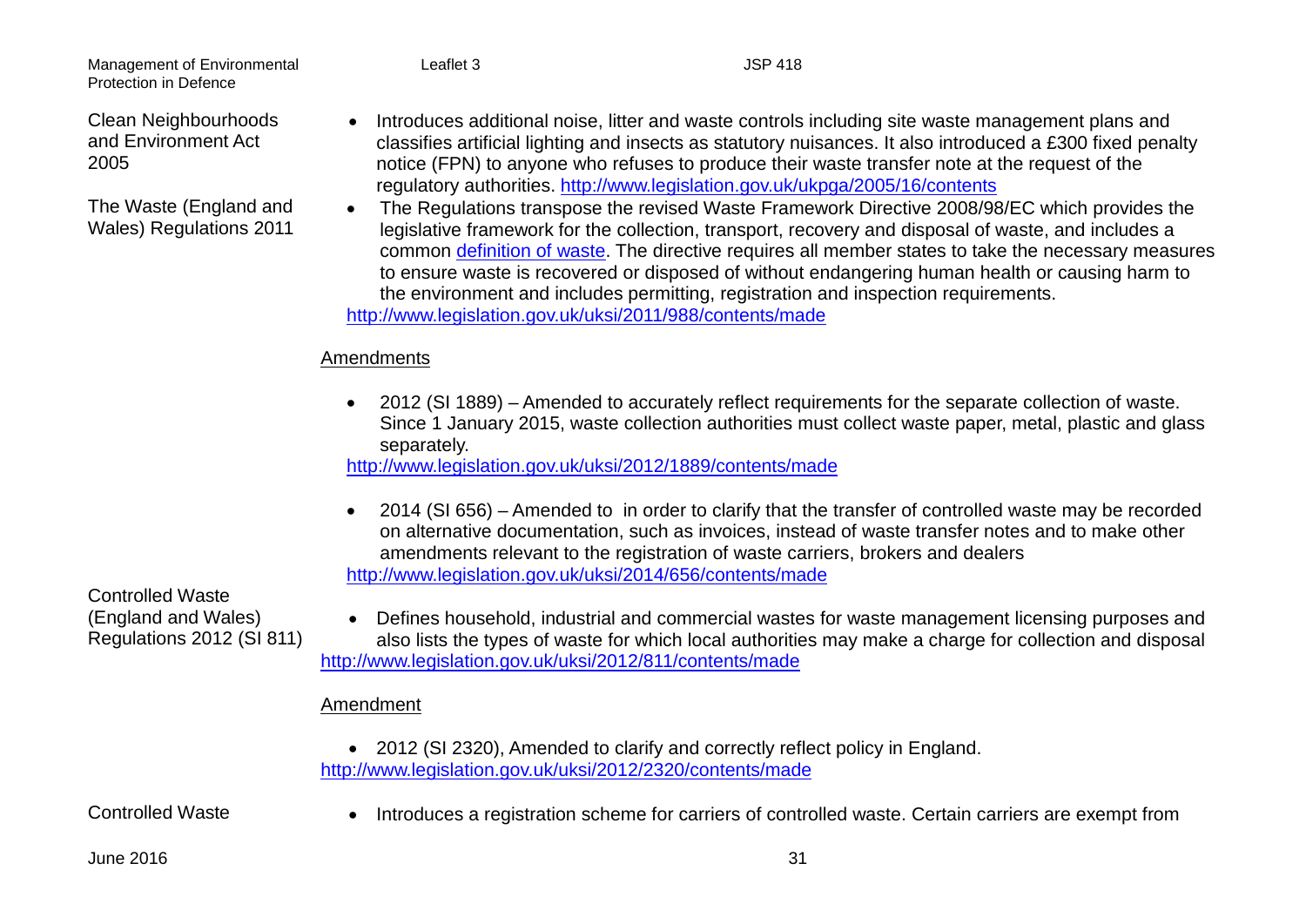| | |
|---|---|
| Clean Neighbourhoods and Environment Act 2005 | • Introduces additional noise, litter and waste controls including site waste management plans and classifies artificial lighting and insects as statutory nuisances. It also introduced a £300 fixed penalty notice (FPN) to anyone who refuses to produce their waste transfer note at the request of the regulatory authorities. http://www.legislation.gov.uk/ukpga/2005/16/contents |
| The Waste (England and Wales) Regulations 2011 | • The Regulations transpose the revised Waste Framework Directive 2008/98/EC which provides the legislative framework for the collection, transport, recovery and disposal of waste, and includes a common [definition of waste](). The directive requires all member states to take the necessary measures to ensure waste is recovered or disposed of without endangering human health or causing harm to the environment and includes permitting, registration and inspection requirements. http://www.legislation.gov.uk/uksi/2011/988/contents/made<br><br><u>Amendments</u><br><br>• 2012 (SI 1889) – Amended to accurately reflect requirements for the separate collection of waste. Since 1 January 2015, waste collection authorities must collect waste paper, metal, plastic and glass separately. http://www.legislation.gov.uk/uksi/2012/1889/contents/made<br><br>• 2014 (SI 656) – Amended to in order to clarify that the transfer of controlled waste may be recorded on alternative documentation, such as invoices, instead of waste transfer notes and to make other amendments relevant to the registration of waste carriers, brokers and dealers http://www.legislation.gov.uk/uksi/2014/656/contents/made |
| Controlled Waste (England and Wales) Regulations 2012 (SI 811) | • Defines household, industrial and commercial wastes for waste management licensing purposes and also lists the types of waste for which local authorities may make a charge for collection and disposal http://www.legislation.gov.uk/uksi/2012/811/contents/made<br><br><u>Amendment</u><br><br>• 2012 (SI 2320), Amended to clarify and correctly reflect policy in England. http://www.legislation.gov.uk/uksi/2012/2320/contents/made |
| Controlled Waste | • Introduces a registration scheme for carriers of controlled waste. Certain carriers are exempt from |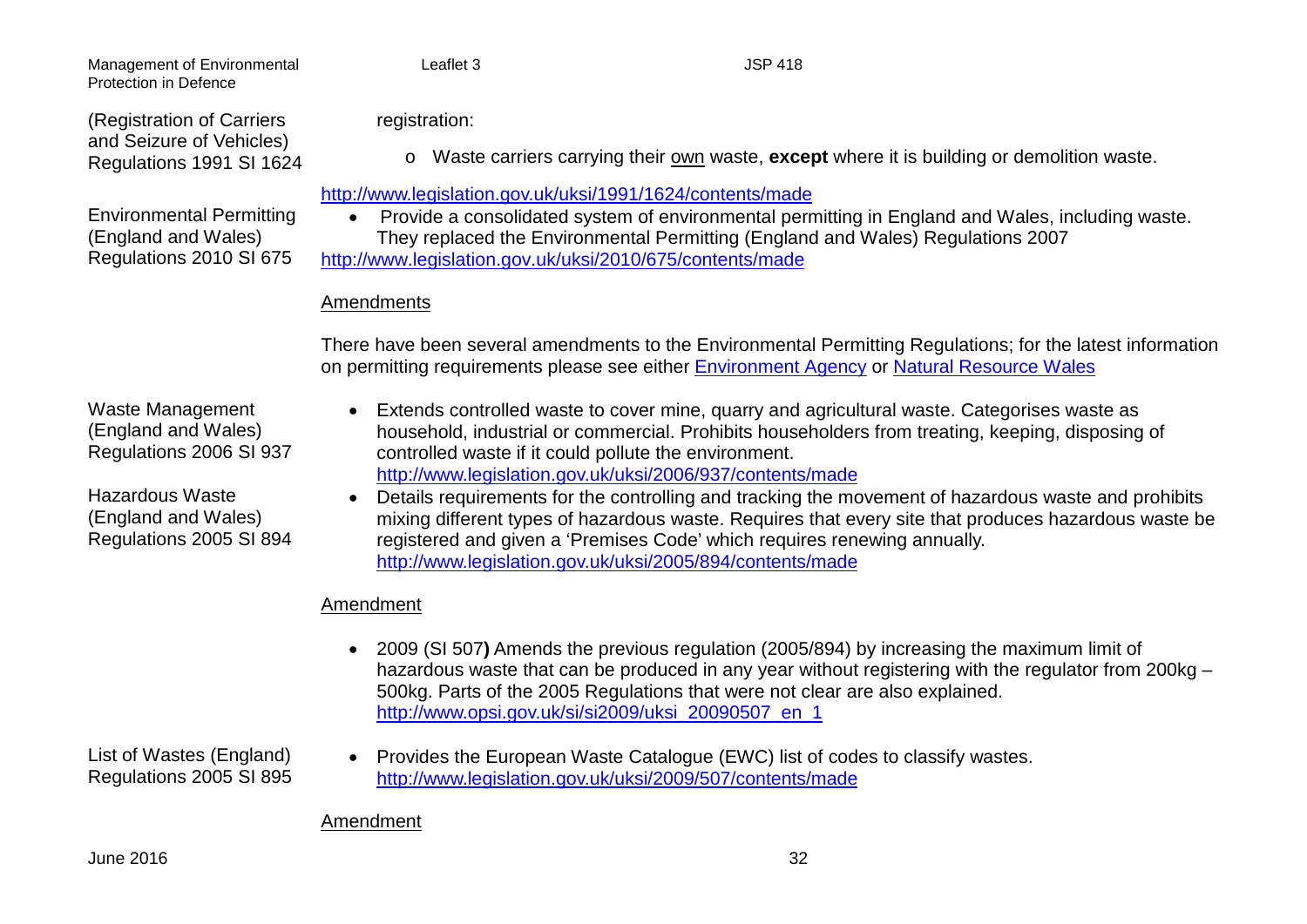| | |
|---|---|
| (Registration of Carriers and Seizure of Vehicles) Regulations 1991 SI 1624 | registration:<br>o Waste carriers carrying their own waste, **except** where it is building or demolition waste.<br>http://www.legislation.gov.uk/uksi/1991/1624/contents/made |
| Environmental Permitting (England and Wales) Regulations 2010 SI 675 | • Provide a consolidated system of environmental permitting in England and Wales, including waste. They replaced the Environmental Permitting (England and Wales) Regulations 2007<br>http://www.legislation.gov.uk/uksi/2010/675/contents/made<br><br>Amendments<br><br>There have been several amendments to the Environmental Permitting Regulations; for the latest information on permitting requirements please see either Environment Agency or Natural Resource Wales |
| Waste Management (England and Wales) Regulations 2006 SI 937 | • Extends controlled waste to cover mine, quarry and agricultural waste. Categorises waste as household, industrial or commercial. Prohibits householders from treating, keeping, disposing of controlled waste if it could pollute the environment.<br>http://www.legislation.gov.uk/uksi/2006/937/contents/made |
| Hazardous Waste (England and Wales) Regulations 2005 SI 894 | • Details requirements for the controlling and tracking the movement of hazardous waste and prohibits mixing different types of hazardous waste. Requires that every site that produces hazardous waste be registered and given a 'Premises Code' which requires renewing annually.<br>http://www.legislation.gov.uk/uksi/2005/894/contents/made<br><br>Amendment<br><br>• 2009 (SI 507**)** Amends the previous regulation (2005/894) by increasing the maximum limit of hazardous waste that can be produced in any year without registering with the regulator from 200kg – 500kg. Parts of the 2005 Regulations that were not clear are also explained.<br>http://www.opsi.gov.uk/si/si2009/uksi_20090507_en_1 |
| List of Wastes (England) Regulations 2005 SI 895 | • Provides the European Waste Catalogue (EWC) list of codes to classify wastes.<br>http://www.legislation.gov.uk/uksi/2009/507/contents/made<br><br>Amendment |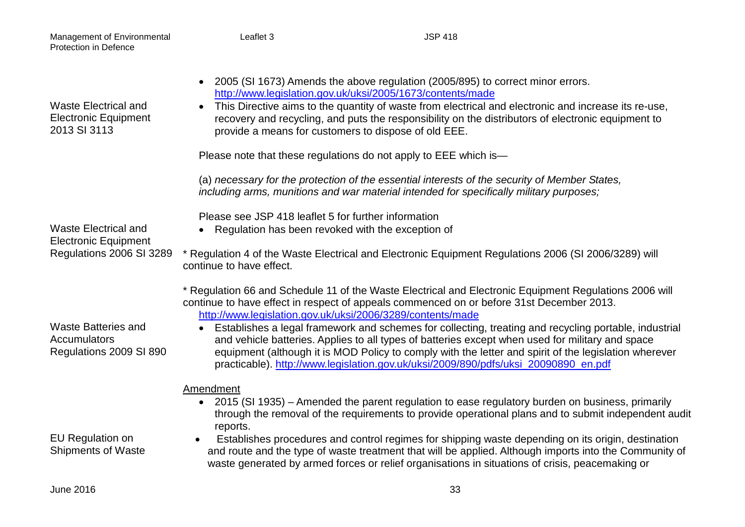| | |
|---|---|
| | • 2005 (SI 1673) Amends the above regulation (2005/895) to correct minor errors. http://www.legislation.gov.uk/uksi/2005/1673/contents/made |
| Waste Electrical and Electronic Equipment 2013 SI 3113 | • This Directive aims to the quantity of waste from electrical and electronic and increase its re-use, recovery and recycling, and puts the responsibility on the distributors of electronic equipment to provide a means for customers to dispose of old EEE.<br><br>Please note that these regulations do not apply to EEE which is—<br><br>(a) *necessary for the protection of the essential interests of the security of Member States, including arms, munitions and war material intended for specifically military purposes;*<br><br>Please see JSP 418 leaflet 5 for further information |
| Waste Electrical and Electronic Equipment Regulations 2006 SI 3289 | • Regulation has been revoked with the exception of<br><br>* Regulation 4 of the Waste Electrical and Electronic Equipment Regulations 2006 (SI 2006/3289) will continue to have effect.<br><br>* Regulation 66 and Schedule 11 of the Waste Electrical and Electronic Equipment Regulations 2006 will continue to have effect in respect of appeals commenced on or before 31st December 2013. http://www.legislation.gov.uk/uksi/2006/3289/contents/made |
| Waste Batteries and Accumulators Regulations 2009 SI 890 | • Establishes a legal framework and schemes for collecting, treating and recycling portable, industrial and vehicle batteries. Applies to all types of batteries except when used for military and space equipment (although it is MOD Policy to comply with the letter and spirit of the legislation wherever practicable). http://www.legislation.gov.uk/uksi/2009/890/pdfs/uksi_20090890_en.pdf<br><br>Amendment<br>• 2015 (SI 1935) – Amended the parent regulation to ease regulatory burden on business, primarily through the removal of the requirements to provide operational plans and to submit independent audit reports. |
| EU Regulation on Shipments of Waste | • Establishes procedures and control regimes for shipping waste depending on its origin, destination and route and the type of waste treatment that will be applied. Although imports into the Community of waste generated by armed forces or relief organisations in situations of crisis, peacemaking or |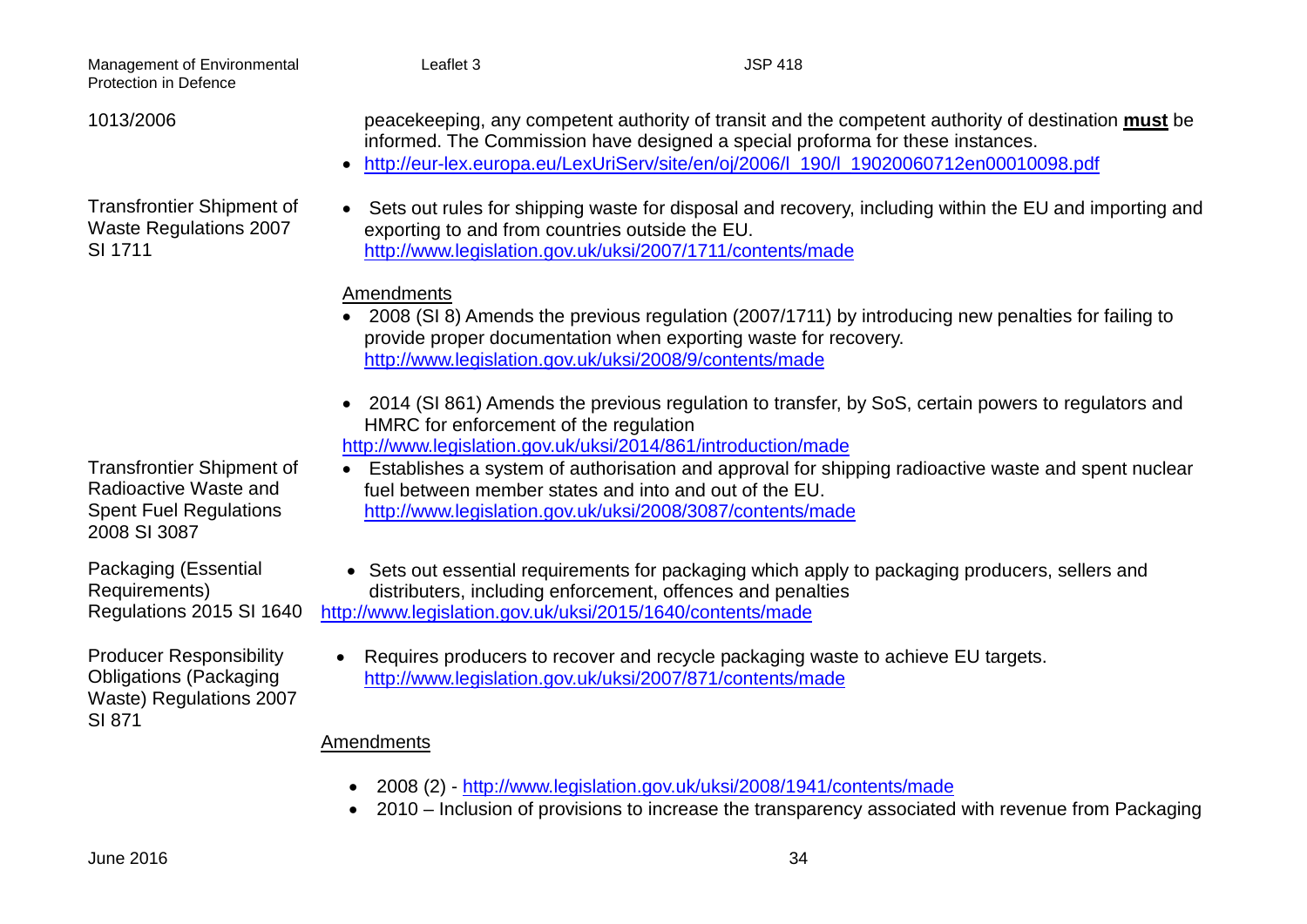| | |
|---|---|
| 1013/2006 | peacekeeping, any competent authority of transit and the competent authority of destination **must** be informed. The Commission have designed a special proforma for these instances.<br>• http://eur-lex.europa.eu/LexUriServ/site/en/oj/2006/l_190/l_19020060712en00010098.pdf |
| Transfrontier Shipment of Waste Regulations 2007 SI 1711 | • Sets out rules for shipping waste for disposal and recovery, including within the EU and importing and exporting to and from countries outside the EU. http://www.legislation.gov.uk/uksi/2007/1711/contents/made<br><br>Amendments<br>• 2008 (SI 8) Amends the previous regulation (2007/1711) by introducing new penalties for failing to provide proper documentation when exporting waste for recovery. http://www.legislation.gov.uk/uksi/2008/9/contents/made<br>• 2014 (SI 861) Amends the previous regulation to transfer, by SoS, certain powers to regulators and HMRC for enforcement of the regulation http://www.legislation.gov.uk/uksi/2014/861/introduction/made |
| Transfrontier Shipment of Radioactive Waste and Spent Fuel Regulations 2008 SI 3087 | • Establishes a system of authorisation and approval for shipping radioactive waste and spent nuclear fuel between member states and into and out of the EU. http://www.legislation.gov.uk/uksi/2008/3087/contents/made |
| Packaging (Essential Requirements) Regulations 2015 SI 1640 | • Sets out essential requirements for packaging which apply to packaging producers, sellers and distributers, including enforcement, offences and penalties http://www.legislation.gov.uk/uksi/2015/1640/contents/made |
| Producer Responsibility Obligations (Packaging Waste) Regulations 2007 SI 871 | • Requires producers to recover and recycle packaging waste to achieve EU targets. http://www.legislation.gov.uk/uksi/2007/871/contents/made<br><br>Amendments<br>• 2008 (2) - http://www.legislation.gov.uk/uksi/2008/1941/contents/made<br>• 2010 – Inclusion of provisions to increase the transparency associated with revenue from Packaging |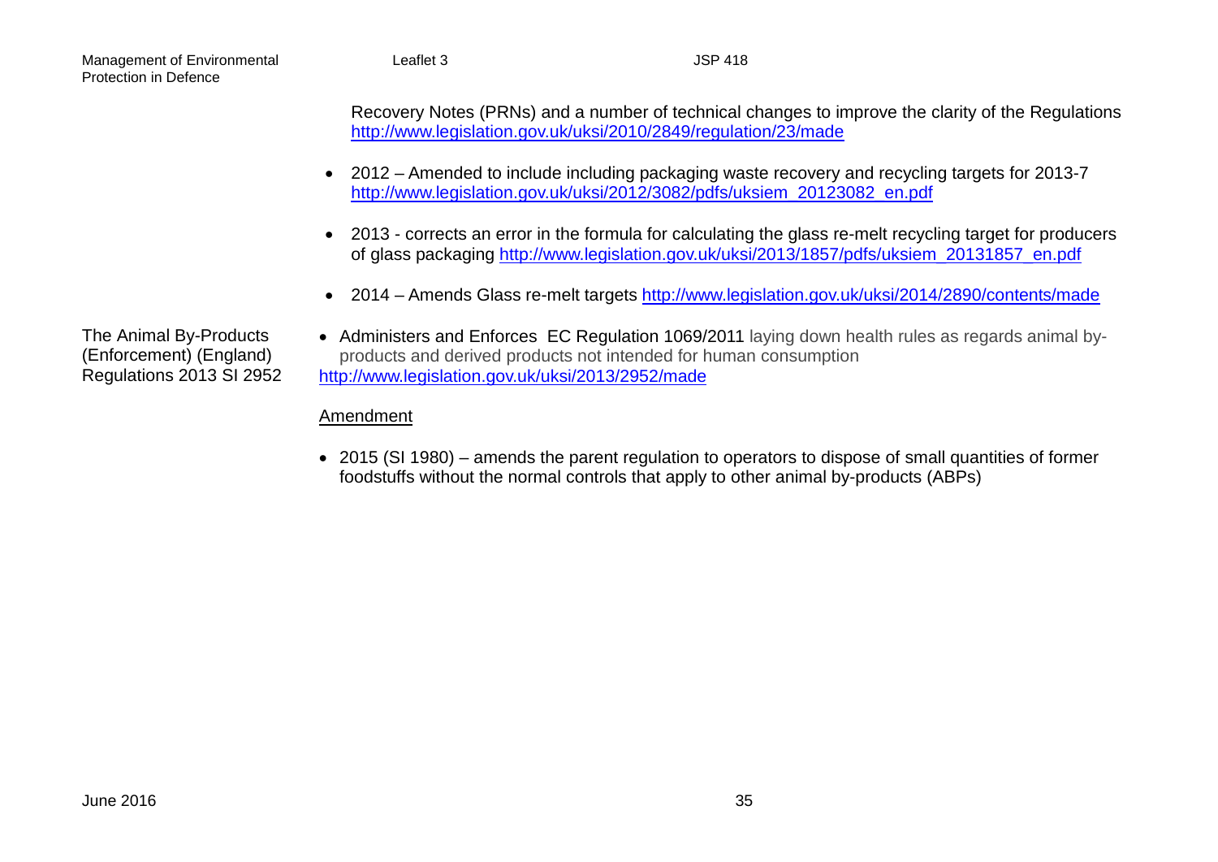Recovery Notes (PRNs) and a number of technical changes to improve the clarity of the Regulations http://www.legislation.gov.uk/uksi/2010/2849/regulation/23/made

- 2012 – Amended to include including packaging waste recovery and recycling targets for 2013-7 http://www.legislation.gov.uk/uksi/2012/3082/pdfs/uksiem_20123082_en.pdf
- 2013 - corrects an error in the formula for calculating the glass re-melt recycling target for producers of glass packaging http://www.legislation.gov.uk/uksi/2013/1857/pdfs/uksiem_20131857_en.pdf
- 2014 – Amends Glass re-melt targets http://www.legislation.gov.uk/uksi/2014/2890/contents/made

**The Animal By-Products (Enforcement) (England) Regulations 2013 SI 2952**

- Administers and Enforces EC Regulation 1069/2011 laying down health rules as regards animal by-products and derived products not intended for human consumption

http://www.legislation.gov.uk/uksi/2013/2952/made

Amendment

- 2015 (SI 1980) – amends the parent regulation to operators to dispose of small quantities of former foodstuffs without the normal controls that apply to other animal by-products (ABPs)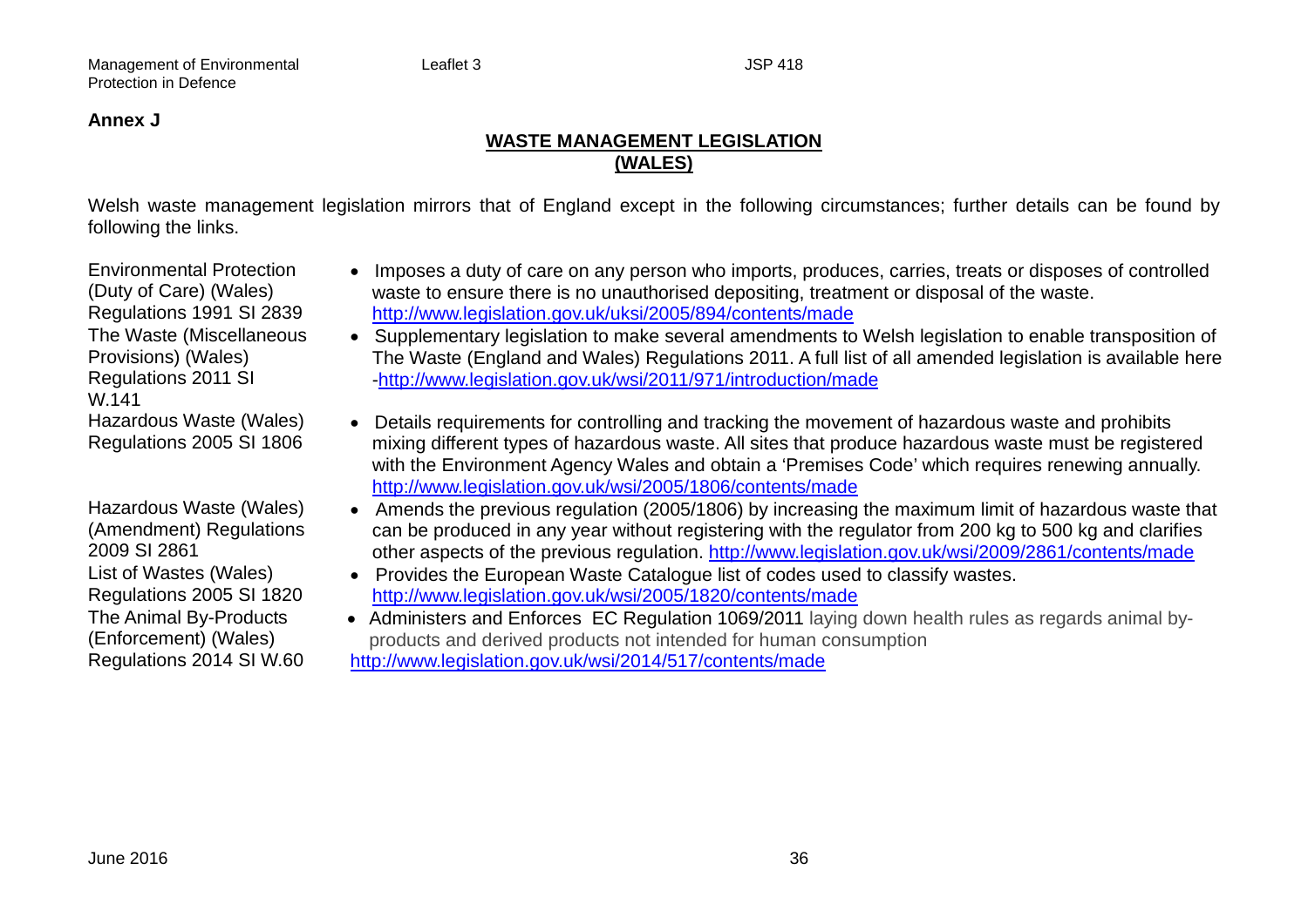**Annex J**

## WASTE MANAGEMENT LEGISLATION (WALES)

Welsh waste management legislation mirrors that of England except in the following circumstances; further details can be found by following the links.

| | |
|---|---|
| Environmental Protection (Duty of Care) (Wales) Regulations 1991 SI 2839 | • Imposes a duty of care on any person who imports, produces, carries, treats or disposes of controlled waste to ensure there is no unauthorised depositing, treatment or disposal of the waste. http://www.legislation.gov.uk/uksi/2005/894/contents/made |
| The Waste (Miscellaneous Provisions) (Wales) Regulations 2011 SI W.141 | • Supplementary legislation to make several amendments to Welsh legislation to enable transposition of The Waste (England and Wales) Regulations 2011. A full list of all amended legislation is available here -http://www.legislation.gov.uk/wsi/2011/971/introduction/made |
| Hazardous Waste (Wales) Regulations 2005 SI 1806 | • Details requirements for controlling and tracking the movement of hazardous waste and prohibits mixing different types of hazardous waste. All sites that produce hazardous waste must be registered with the Environment Agency Wales and obtain a 'Premises Code' which requires renewing annually. http://www.legislation.gov.uk/wsi/2005/1806/contents/made |
| Hazardous Waste (Wales) (Amendment) Regulations 2009 SI 2861 | • Amends the previous regulation (2005/1806) by increasing the maximum limit of hazardous waste that can be produced in any year without registering with the regulator from 200 kg to 500 kg and clarifies other aspects of the previous regulation. http://www.legislation.gov.uk/wsi/2009/2861/contents/made |
| List of Wastes (Wales) Regulations 2005 SI 1820 | • Provides the European Waste Catalogue list of codes used to classify wastes. http://www.legislation.gov.uk/wsi/2005/1820/contents/made |
| The Animal By-Products (Enforcement) (Wales) Regulations 2014 SI W.60 | • Administers and Enforces EC Regulation 1069/2011 laying down health rules as regards animal by-products and derived products not intended for human consumption http://www.legislation.gov.uk/wsi/2014/517/contents/made |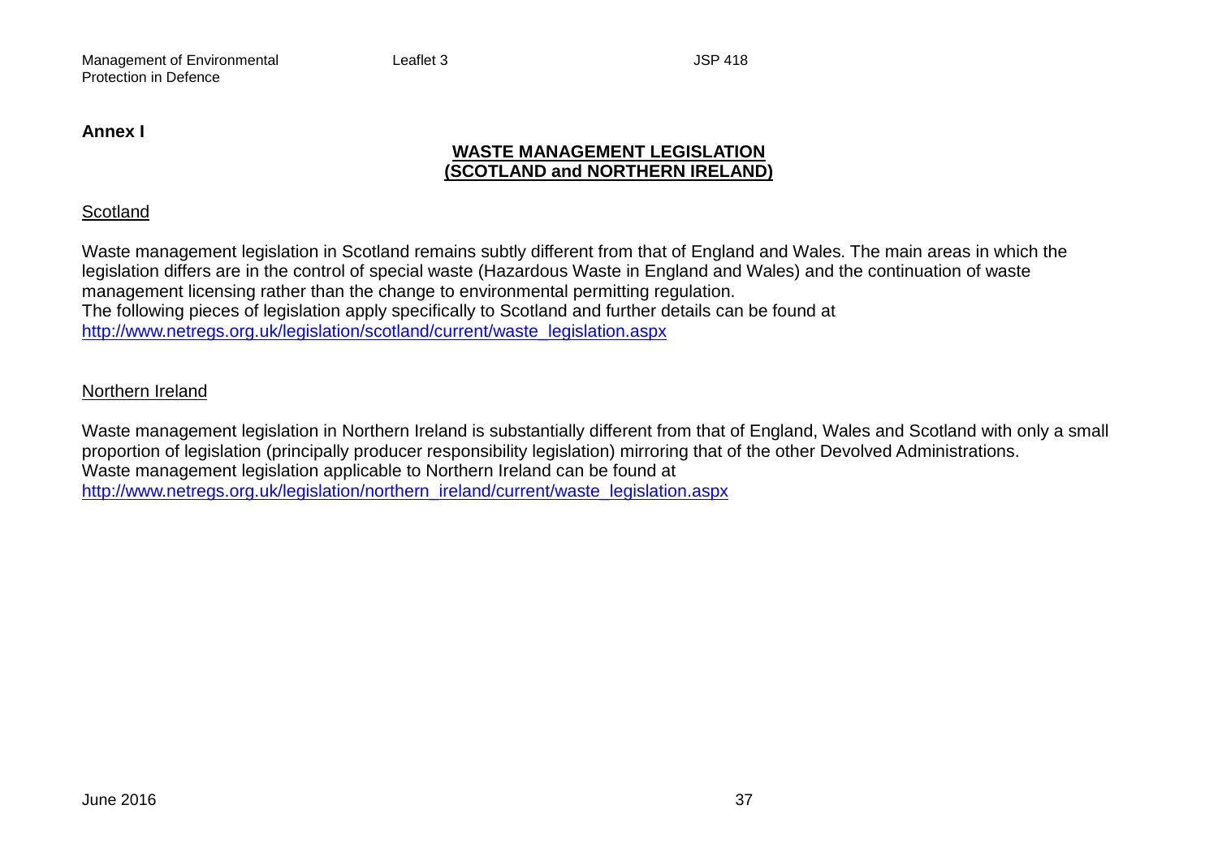**Annex I**

## WASTE MANAGEMENT LEGISLATION (SCOTLAND and NORTHERN IRELAND)

### Scotland

Waste management legislation in Scotland remains subtly different from that of England and Wales. The main areas in which the legislation differs are in the control of special waste (Hazardous Waste in England and Wales) and the continuation of waste management licensing rather than the change to environmental permitting regulation.
The following pieces of legislation apply specifically to Scotland and further details can be found at
http://www.netregs.org.uk/legislation/scotland/current/waste_legislation.aspx

### Northern Ireland

Waste management legislation in Northern Ireland is substantially different from that of England, Wales and Scotland with only a small proportion of legislation (principally producer responsibility legislation) mirroring that of the other Devolved Administrations.
Waste management legislation applicable to Northern Ireland can be found at
http://www.netregs.org.uk/legislation/northern_ireland/current/waste_legislation.aspx